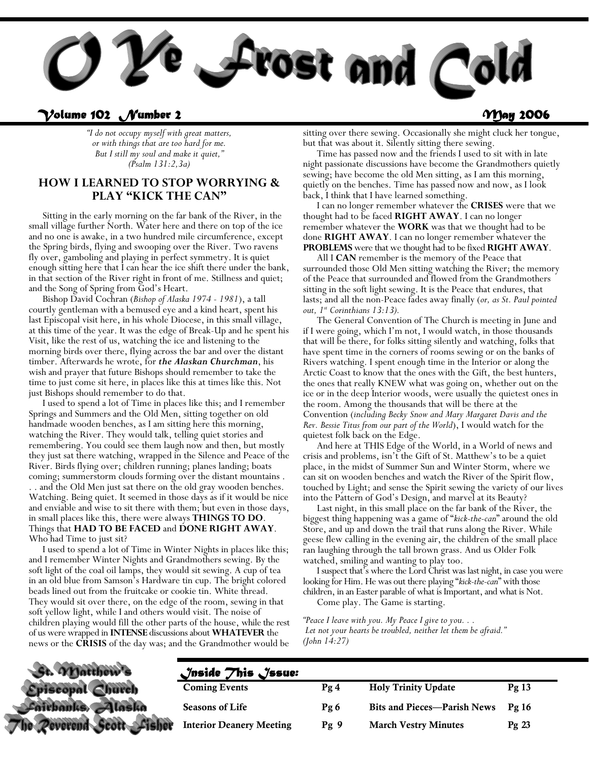# O Ye Frost and Cold

**Volume 102 Number 2** **May 2006**

*"I do not occupy myself with great matters, or with things that are too hard for me. But I still my soul and make it quiet," (Psalm 131:2,3a)*

## HOW I LEARNED TO STOP WORRYING & PLAY "KICK THE CAN"

Sitting in the early morning on the far bank of the River, in the small village further North. Water here and there on top of the ice and no one is awake, in a two hundred mile circumference, except the Spring birds, flying and swooping over the River. Two ravens fly over, gamboling and playing in perfect symmetry. It is quiet enough sitting here that I can hear the ice shift there under the bank, in that section of the River right in front of me. Stillness and quiet; and the Song of Spring from God's Heart.

Bishop David Cochran (*Bishop of Alaska 1974 - 1981*), a tall courtly gentleman with a bemused eye and a kind heart, spent his last Episcopal visit here, in his whole Diocese, in this small village, at this time of the year. It was the edge of Break-Up and he spent his Visit, like the rest of us, watching the ice and listening to the morning birds over there, flying across the bar and over the distant timber. Afterwards he wrote, for ***the Alaskan Churchman***, his wish and prayer that future Bishops should remember to take the time to just come sit here, in places like this at times like this. Not just Bishops should remember to do that.

I used to spend a lot of Time in places like this; and I remember Springs and Summers and the Old Men, sitting together on old handmade wooden benches, as I am sitting here this morning, watching the River. They would talk, telling quiet stories and remembering. You could see them laugh now and then, but mostly they just sat there watching, wrapped in the Silence and Peace of the River. Birds flying over; children running; planes landing; boats coming; summerstorm clouds forming over the distant mountains . . . and the Old Men just sat there on the old gray wooden benches. Watching. Being quiet. It seemed in those days as if it would be nice and enviable and wise to sit there with them; but even in those days, in small places like this, there were always **THINGS TO DO**. Things that **HAD TO BE FACED** and **DONE RIGHT AWAY**. Who had Time to just sit?

I used to spend a lot of Time in Winter Nights in places like this; and I remember Winter Nights and Grandmothers sewing. By the soft light of the coal oil lamps, they would sit sewing. A cup of tea in an old blue from Samson's Hardware tin cup. The bright colored beads lined out from the fruitcake or cookie tin. White thread. They would sit over there, on the edge of the room, sewing in that soft yellow light, while I and others would visit. The noise of children playing would fill the other parts of the house, while the rest of us were wrapped in **INTENSE** discussions about **WHATEVER** the news or the **CRISIS** of the day was; and the Grandmother would be sitting over there sewing. Occasionally she might cluck her tongue, but that was about it. Silently sitting there sewing.

Time has passed now and the friends I used to sit with in late night passionate discussions have become the Grandmothers quietly sewing; have become the old Men sitting, as I am this morning, quietly on the benches. Time has passed now and now, as I look back, I think that I have learned something.

I can no longer remember whatever the **CRISES** were that we thought had to be faced **RIGHT AWAY**. I can no longer remember whatever the **WORK** was that we thought had to be done **RIGHT AWAY**. I can no longer remember whatever the **PROBLEMS** were that we thought had to be fixed **RIGHT AWAY**.

All I **CAN** remember is the memory of the Peace that surrounded those Old Men sitting watching the River; the memory of the Peace that surrounded and flowed from the Grandmothers sitting in the soft light sewing. It is the Peace that endures, that lasts; and all the non-Peace fades away finally (*or, as St. Paul pointed out, 1st Corinthians 13:13).*

The General Convention of The Church is meeting in June and if I were going, which I'm not, I would watch, in those thousands that will be there, for folks sitting silently and watching, folks that have spent time in the corners of rooms sewing or on the banks of Rivers watching. I spent enough time in the Interior or along the Arctic Coast to know that the ones with the Gift, the best hunters, the ones that really KNEW what was going on, whether out on the ice or in the deep Interior woods, were usually the quietest ones in the room. Among the thousands that will be there at the Convention (*including Becky Snow and Mary Margaret Davis and the Rev. Bessie Titus from our part of the World*), I would watch for the quietest folk back on the Edge.

And here at THIS Edge of the World, in a World of news and crisis and problems, isn't the Gift of St. Matthew's to be a quiet place, in the midst of Summer Sun and Winter Storm, where we can sit on wooden benches and watch the River of the Spirit flow, touched by Light; and sense the Spirit sewing the variety of our lives into the Pattern of God's Design, and marvel at its Beauty?

Last night, in this small place on the far bank of the River, the biggest thing happening was a game of "*kick-the-can*" around the old Store, and up and down the trail that runs along the River. While geese flew calling in the evening air, the children of the small place ran laughing through the tall brown grass. And us Older Folk watched, smiling and wanting to play too.

I suspect that's where the Lord Christ was last night, in case you were looking for Him. He was out there playing "*kick-the-can*" with those children, in an Easter parable of what is Important, and what is Not.

Come play. The Game is starting.

*"Peace I leave with you. My Peace I give to you. . . Let not your hearts be troubled, neither let them be afraid." (John 14:27)*

St. Matthew's Episcopal Church
Fairbanks, Alaska
The Reverend Scott Fisher

### Inside This Issue:

| | | | |
|---|---|---|---|
| **Coming Events** | **Pg 4** | **Holy Trinity Update** | **Pg 13** |
| **Seasons of Life** | **Pg 6** | **Bits and Pieces—Parish News** | **Pg 16** |
| **Interior Deanery Meeting** | **Pg 9** | **March Vestry Minutes** | **Pg 23** |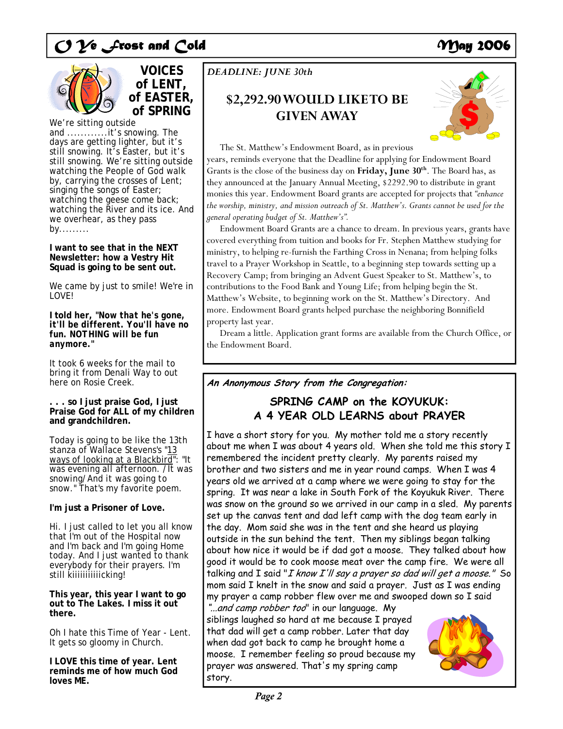## VOICES of LENT, of EASTER, of SPRING

We're sitting outside and ............it's snowing. The days are getting lighter, but it's still snowing. It's Easter, but it's still snowing. We're sitting outside watching the People of God walk by, carrying the crosses of Lent; singing the songs of Easter; watching the geese come back; watching the River and its ice. And we overhear, as they pass by.........

**I want to see that in the NEXT Newsletter: how a Vestry Hit Squad is going to be sent out.**

We came by just to smile! We're in LOVE!

**I told her, "*Now that he's gone, it'll be different. You'll have no fun. NOTHING will be fun anymore.*"**

It took 6 weeks for the mail to bring it from Denali Way to out here on Rosie Creek.

**. . . so I just praise God, I just Praise God for ALL of my children and grandchildren.**

Today is going to be like the 13th stanza of Wallace Stevens's "13 ways of looking at a Blackbird": "It was evening all afternoon. / It was snowing/ And it was going to snow." That's my favorite poem.

**I'm just a Prisoner of Love.**

Hi. I just called to let you all know that I'm out of the Hospital now and I'm back and I'm going Home today. And I just wanted to thank everybody for their prayers. I'm still kiiiiiiiiiiicking!

**This year, this year I want to go out to The Lakes. I miss it out there.**

Oh I hate this Time of Year - Lent. It gets so gloomy in Church.

**I LOVE this time of year. Lent reminds me of how much God loves ME.**

*DEADLINE: JUNE 30th*

## $2,292.90 WOULD LIKE TO BE GIVEN AWAY

The St. Matthew's Endowment Board, as in previous years, reminds everyone that the Deadline for applying for Endowment Board Grants is the close of the business day on **Friday, June 30th**. The Board has, as they announced at the January Annual Meeting, $2292.90 to distribute in grant monies this year. Endowment Board grants are accepted for projects that *"enhance the worship, ministry, and mission outreach of St. Matthew's. Grants cannot be used for the general operating budget of St. Matthew's".*

Endowment Board Grants are a chance to dream. In previous years, grants have covered everything from tuition and books for Fr. Stephen Matthew studying for ministry, to helping re-furnish the Farthing Cross in Nenana; from helping folks travel to a Prayer Workshop in Seattle, to a beginning step towards setting up a Recovery Camp; from bringing an Advent Guest Speaker to St. Matthew's, to contributions to the Food Bank and Young Life; from helping begin the St. Matthew's Website, to beginning work on the St. Matthew's Directory. And more. Endowment Board grants helped purchase the neighboring Bonnifield property last year.

Dream a little. Application grant forms are available from the Church Office, or the Endowment Board.

***An Anonymous Story from the Congregation:***

## SPRING CAMP on the KOYUKUK: A 4 YEAR OLD LEARNS about PRAYER

I have a short story for you. My mother told me a story recently about me when I was about 4 years old. When she told me this story I remembered the incident pretty clearly. My parents raised my brother and two sisters and me in year round camps. When I was 4 years old we arrived at a camp where we were going to stay for the spring. It was near a lake in South Fork of the Koyukuk River. There was snow on the ground so we arrived in our camp in a sled. My parents set up the canvas tent and dad left camp with the dog team early in the day. Mom said she was in the tent and she heard us playing outside in the sun behind the tent. Then my siblings began talking about how nice it would be if dad got a moose. They talked about how good it would be to cook moose meat over the camp fire. We were all talking and I said "*I know I'll say a prayer so dad will get a moose.*" So mom said I knelt in the snow and said a prayer. Just as I was ending my prayer a camp robber flew over me and swooped down so I said "*...and camp robber too*" in our language. My siblings laughed so hard at me because I prayed that dad will get a camp robber. Later that day when dad got back to camp he brought home a moose. I remember feeling so proud because my prayer was answered. That's my spring camp story.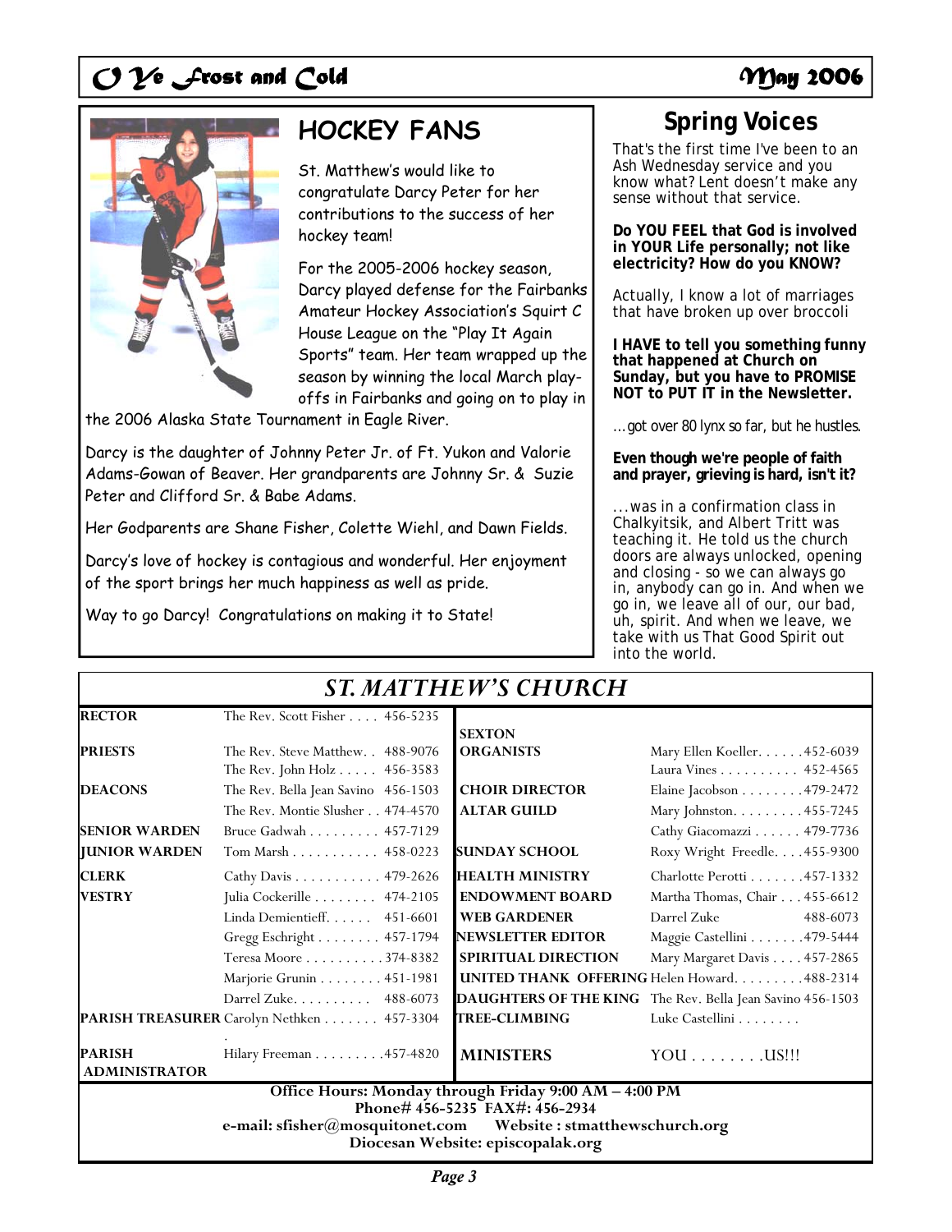## HOCKEY FANS

St. Matthew's would like to congratulate Darcy Peter for her contributions to the success of her hockey team!

For the 2005-2006 hockey season, Darcy played defense for the Fairbanks Amateur Hockey Association's Squirt C House League on the "Play It Again Sports" team. Her team wrapped up the season by winning the local March play-offs in Fairbanks and going on to play in the 2006 Alaska State Tournament in Eagle River.

Darcy is the daughter of Johnny Peter Jr. of Ft. Yukon and Valorie Adams-Gowan of Beaver. Her grandparents are Johnny Sr. & Suzie Peter and Clifford Sr. & Babe Adams.

Her Godparents are Shane Fisher, Colette Wiehl, and Dawn Fields.

Darcy's love of hockey is contagious and wonderful. Her enjoyment of the sport brings her much happiness as well as pride.

Way to go Darcy! Congratulations on making it to State!

## Spring Voices

That's the first time I've been to an Ash Wednesday service and you know what? Lent doesn't make any sense without that service.

**Do YOU FEEL that God is involved in YOUR Life personally; not like electricity? How do you KNOW?**

Actually, I know a lot of marriages that have broken up over broccoli

**I HAVE to tell you something funny that happened at Church on Sunday, but you have to PROMISE NOT to PUT IT in the Newsletter.**

...got over 80 lynx so far, but he hustles.

**Even though we're people of faith and prayer, grieving is hard, isn't it?**

...was in a confirmation class in Chalkyitsik, and Albert Tritt was teaching it. He told us the church doors are always unlocked, opening and closing - so we can always go in, anybody can go in. And when we go in, we leave all of our, our bad, uh, spirit. And when we leave, we take with us That Good Spirit out into the world.

## ST. MATTHEW'S CHURCH

| | | | |
|---|---|---|---|
| **RECTOR** | The Rev. Scott Fisher . . . . 456-5235 | **SEXTON** | |
| **PRIESTS** | The Rev. Steve Matthew. . 488-9076 | **ORGANISTS** | Mary Ellen Koeller. . . . . .452-6039 |
| | The Rev. John Holz . . . . . 456-3583 | | Laura Vines . . . . . . . . . . 452-4565 |
| **DEACONS** | The Rev. Bella Jean Savino 456-1503 | **CHOIR DIRECTOR** | Elaine Jacobson . . . . . . . .479-2472 |
| | The Rev. Montie Slusher . . 474-4570 | **ALTAR GUILD** | Mary Johnston. . . . . . . . .455-7245 |
| **SENIOR WARDEN** | Bruce Gadwah . . . . . . . . . 457-7129 | | Cathy Giacomazzi . . . . . . 479-7736 |
| **JUNIOR WARDEN** | Tom Marsh . . . . . . . . . . . 458-0223 | **SUNDAY SCHOOL** | Roxy Wright Freedle. . . .455-9300 |
| **CLERK** | Cathy Davis . . . . . . . . . . . 479-2626 | **HEALTH MINISTRY** | Charlotte Perotti . . . . . . .457-1332 |
| **VESTRY** | Julia Cockerille . . . . . . . . 474-2105 | **ENDOWMENT BOARD** | Martha Thomas, Chair . . . 455-6612 |
| | Linda Demientieff. . . . . . 451-6601 | **WEB GARDENER** | Darrel Zuke 488-6073 |
| | Gregg Eschright . . . . . . . . 457-1794 | **NEWSLETTER EDITOR** | Maggie Castellini . . . . . . .479-5444 |
| | Teresa Moore . . . . . . . . . .374-8382 | **SPIRITUAL DIRECTION** | Mary Margaret Davis . . . . 457-2865 |
| | Marjorie Grunin . . . . . . . . 451-1981 | **UNITED THANK OFFERING** | Helen Howard. . . . . . . . .488-2314 |
| | Darrel Zuke. . . . . . . . . . 488-6073 | **DAUGHTERS OF THE KING** | The Rev. Bella Jean Savino 456-1503 |
| **PARISH TREASURER** | Carolyn Nethken . . . . . . . 457-3304 | **TREE-CLIMBING** | Luke Castellini . . . . . . . . |
| **PARISH ADMINISTRATOR** | Hilary Freeman . . . . . . . . .457-4820 | **MINISTERS** | YOU . . . . . . . .US!!! |

**Office Hours: Monday through Friday 9:00 AM – 4:00 PM**
**Phone# 456-5235 FAX#: 456-2934**
**e-mail: sfisher@mosquitonet.com Website : stmatthewschurch.org**
**Diocesan Website: episcopalak.org**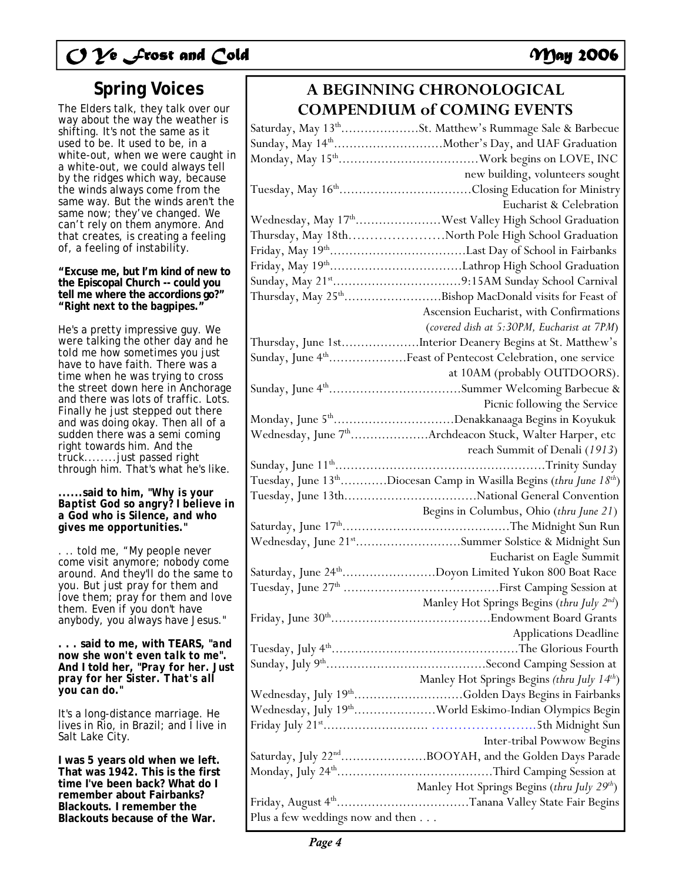## Spring Voices

The Elders talk, they talk over our way about the way the weather is shifting. It's not the same as it used to be. It used to be, in a white-out, when we were caught in a white-out, we could always tell by the ridges which way, because the winds always come from the same way. But the winds aren't the same now; they've changed. We can't rely on them anymore. And that creates, is creating a feeling of, a feeling of instability.

**"Excuse me, but I'm kind of new to the Episcopal Church -- could you tell me where the accordions go?" "Right next to the bagpipes."**

He's a pretty impressive guy. We were talking the other day and he told me how sometimes you just have to have faith. There was a time when he was trying to cross the street down here in Anchorage and there was lots of traffic. Lots. Finally he just stepped out there and was doing okay. Then all of a sudden there was a semi coming right towards him. And the truck........just passed right through him. That's what he's like.

***......said to him, "Why is your Baptist God so angry? I believe in a God who is Silence, and who gives me opportunities."***

. .. told me, "My people never come visit anymore; nobody come around. And they'll do the same to you. But just pray for them and love them; pray for them and love them. Even if you don't have anybody, you always have Jesus."

***. . . said to me, with TEARS, "and now she won't even talk to me". And I told her, "Pray for her. Just pray for her Sister. That's all you can do."***

It's a long-distance marriage. He lives in Rio, in Brazil; and I live in Salt Lake City.

**I was 5 years old when we left. That was 1942. This is the first time I've been back? What do I remember about Fairbanks? Blackouts. I remember the Blackouts because of the War.**

## A BEGINNING CHRONOLOGICAL COMPENDIUM of COMING EVENTS

Saturday, May 13th....................St. Matthew's Rummage Sale & Barbecue
Sunday, May 14th............................Mother's Day, and UAF Graduation
Monday, May 15th....................................Work begins on LOVE, INC new building, volunteers sought
Tuesday, May 16th..................................Closing Education for Ministry Eucharist & Celebration
Wednesday, May 17th......................West Valley High School Graduation
Thursday, May 18th.......................North Pole High School Graduation
Friday, May 19th..................................Last Day of School in Fairbanks
Friday, May 19th..................................Lathrop High School Graduation
Sunday, May 21st.................................9:15AM Sunday School Carnival
Thursday, May 25th.........................Bishop MacDonald visits for Feast of Ascension Eucharist, with Confirmations (*covered dish at 5:30PM, Eucharist at 7PM*)
Thursday, June 1st....................Interior Deanery Begins at St. Matthew's
Sunday, June 4th....................Feast of Pentecost Celebration, one service at 10AM (probably OUTDOORS).
Sunday, June 4th..................................Summer Welcoming Barbecue & Picnic following the Service
Monday, June 5th...............................Denakkanaaga Begins in Koyukuk
Wednesday, June 7th....................Archdeacon Stuck, Walter Harper, etc reach Summit of Denali (*1913*)
Sunday, June 11th.....................................................Trinity Sunday
Tuesday, June 13th............Diocesan Camp in Wasilla Begins (*thru June 18th*)
Tuesday, June 13th.................................National General Convention Begins in Columbus, Ohio (*thru June 21*)
Saturday, June 17th...........................................The Midnight Sun Run
Wednesday, June 21st...........................Summer Solstice & Midnight Sun Eucharist on Eagle Summit
Saturday, June 24th........................Doyon Limited Yukon 800 Boat Race
Tuesday, June 27th ........................................First Camping Session at Manley Hot Springs Begins (*thru July 2nd*)
Friday, June 30th.........................................Endowment Board Grants Applications Deadline
Tuesday, July 4th................................................The Glorious Fourth
Sunday, July 9th........................................Second Camping Session at Manley Hot Springs Begins (*thru July 14th*)
Wednesday, July 19th............................Golden Days Begins in Fairbanks
Wednesday, July 19th.....................World Eskimo-Indian Olympics Begin
Friday July 21st.......................... .........................5th Midnight Sun Inter-tribal Powwow Begins
Saturday, July 22nd......................BOOYAH, and the Golden Days Parade
Monday, July 24th........................................Third Camping Session at Manley Hot Springs Begins (*thru July 29th*)
Friday, August 4th..................................Tanana Valley State Fair Begins
Plus a few weddings now and then . . .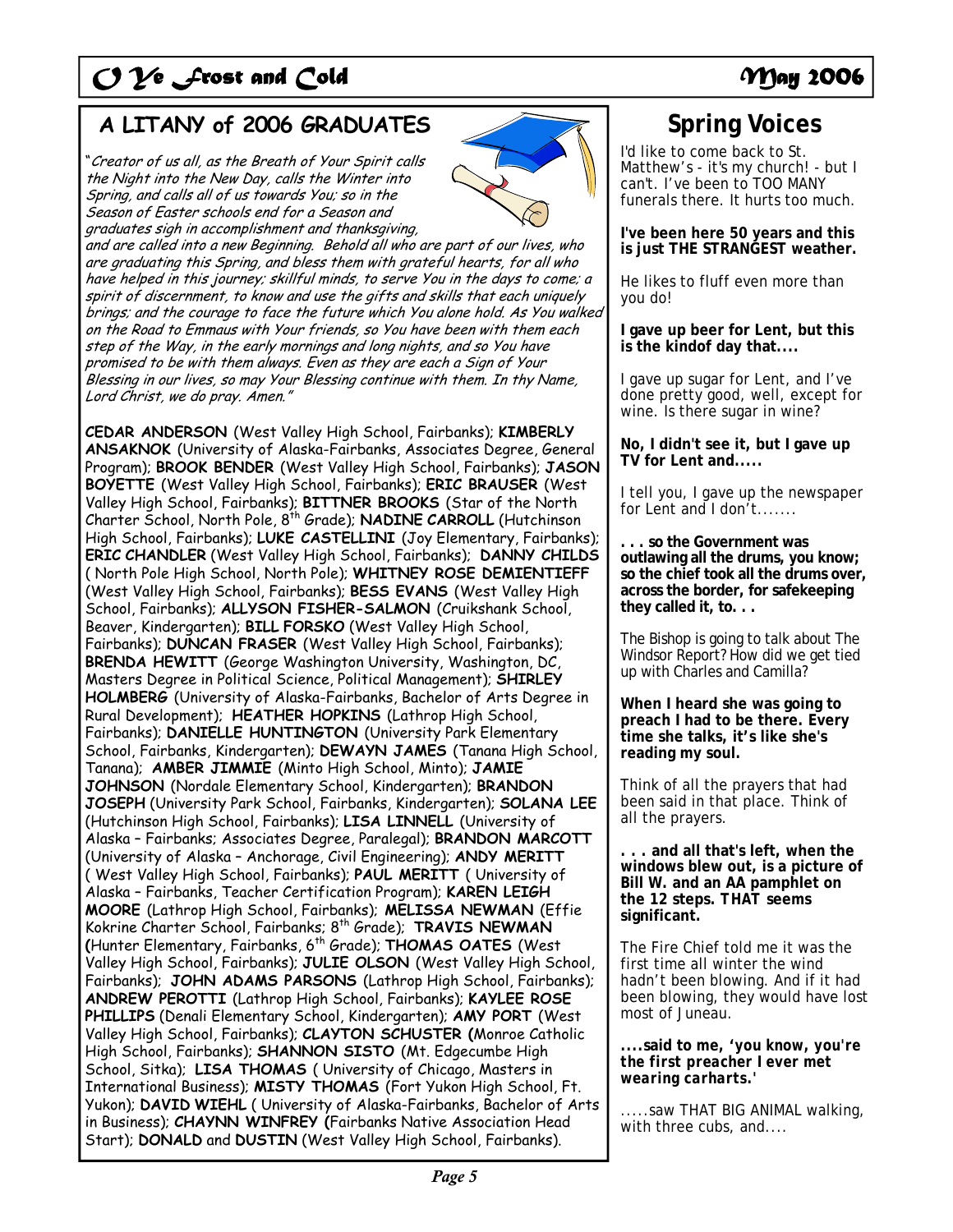## A LITANY of 2006 GRADUATES

"*Creator of us all, as the Breath of Your Spirit calls the Night into the New Day, calls the Winter into Spring, and calls all of us towards You; so in the Season of Easter schools end for a Season and graduates sigh in accomplishment and thanksgiving, and are called into a new Beginning. Behold all who are part of our lives, who are graduating this Spring, and bless them with grateful hearts, for all who have helped in this journey; skillful minds, to serve You in the days to come; a spirit of discernment, to know and use the gifts and skills that each uniquely brings; and the courage to face the future which You alone hold. As You walked on the Road to Emmaus with Your friends, so You have been with them each step of the Way, in the early mornings and long nights, and so You have promised to be with them always. Even as they are each a Sign of Your Blessing in our lives, so may Your Blessing continue with them. In thy Name, Lord Christ, we do pray. Amen.*"

**CEDAR ANDERSON** (West Valley High School, Fairbanks); **KIMBERLY ANSAKNOK** (University of Alaska-Fairbanks, Associates Degree, General Program); **BROOK BENDER** (West Valley High School, Fairbanks); **JASON BOYETTE** (West Valley High School, Fairbanks); **ERIC BRAUSER** (West Valley High School, Fairbanks); **BITTNER BROOKS** (Star of the North Charter School, North Pole, 8th Grade); **NADINE CARROLL** (Hutchinson High School, Fairbanks); **LUKE CASTELLINI** (Joy Elementary, Fairbanks); **ERIC CHANDLER** (West Valley High School, Fairbanks); **DANNY CHILDS** ( North Pole High School, North Pole); **WHITNEY ROSE DEMIENTIEFF** (West Valley High School, Fairbanks); **BESS EVANS** (West Valley High School, Fairbanks); **ALLYSON FISHER-SALMON** (Cruikshank School, Beaver, Kindergarten); **BILL FORSKO** (West Valley High School, Fairbanks); **DUNCAN FRASER** (West Valley High School, Fairbanks); **BRENDA HEWITT** (George Washington University, Washington, DC, Masters Degree in Political Science, Political Management); **SHIRLEY HOLMBERG** (University of Alaska-Fairbanks, Bachelor of Arts Degree in Rural Development); **HEATHER HOPKINS** (Lathrop High School, Fairbanks); **DANIELLE HUNTINGTON** (University Park Elementary School, Fairbanks, Kindergarten); **DEWAYN JAMES** (Tanana High School, Tanana); **AMBER JIMMIE** (Minto High School, Minto); **JAMIE JOHNSON** (Nordale Elementary School, Kindergarten); **BRANDON JOSEPH** (University Park School, Fairbanks, Kindergarten); **SOLANA LEE** (Hutchinson High School, Fairbanks); **LISA LINNELL** (University of Alaska – Fairbanks; Associates Degree, Paralegal); **BRANDON MARCOTT** (University of Alaska – Anchorage, Civil Engineering); **ANDY MERITT** ( West Valley High School, Fairbanks); **PAUL MERITT** ( University of Alaska – Fairbanks, Teacher Certification Program); **KAREN LEIGH MOORE** (Lathrop High School, Fairbanks); **MELISSA NEWMAN** (Effie Kokrine Charter School, Fairbanks; 8th Grade); **TRAVIS NEWMAN** (Hunter Elementary, Fairbanks, 6th Grade); **THOMAS OATES** (West Valley High School, Fairbanks); **JULIE OLSON** (West Valley High School, Fairbanks); **JOHN ADAMS PARSONS** (Lathrop High School, Fairbanks); **ANDREW PEROTTI** (Lathrop High School, Fairbanks); **KAYLEE ROSE PHILLIPS** (Denali Elementary School, Kindergarten); **AMY PORT** (West Valley High School, Fairbanks); **CLAYTON SCHUSTER** (Monroe Catholic High School, Fairbanks); **SHANNON SISTO** (Mt. Edgecumbe High School, Sitka); **LISA THOMAS** ( University of Chicago, Masters in International Business); **MISTY THOMAS** (Fort Yukon High School, Ft. Yukon); **DAVID WIEHL** ( University of Alaska-Fairbanks, Bachelor of Arts in Business); **CHAYNN WINFREY** (Fairbanks Native Association Head Start); **DONALD** and **DUSTIN** (West Valley High School, Fairbanks).

## Spring Voices

I'd like to come back to St. Matthew's - it's my church! - but I can't. I've been to TOO MANY funerals there. It hurts too much.

**I've been here 50 years and this is just THE STRANGEST weather.**

He likes to fluff even more than you do!

**I gave up beer for Lent, but this is the kindof day that....**

I gave up sugar for Lent, and I've done pretty good, well, except for wine. Is there sugar in wine?

**No, I didn't see it, but I gave up TV for Lent and.....**

I tell you, I gave up the newspaper for Lent and I don't.......

**. . . so the Government was outlawing all the drums, you know; so the chief took all the drums over, across the border, for safekeeping they called it, to. . .**

The Bishop is going to talk about The Windsor Report? How did we get tied up with Charles and Camilla?

**When I heard she was going to preach I had to be there. Every time she talks, it's like she's reading my soul.**

Think of all the prayers that had been said in that place. Think of all the prayers.

**. . . and all that's left, when the windows blew out, is a picture of Bill W. and an AA pamphlet on the 12 steps. THAT seems significant.**

The Fire Chief told me it was the first time all winter the wind hadn't been blowing. And if it had been blowing, they would have lost most of Juneau.

***....said to me, 'you know, you're the first preacher I ever met wearing carharts.'***

.....saw THAT BIG ANIMAL walking, with three cubs, and....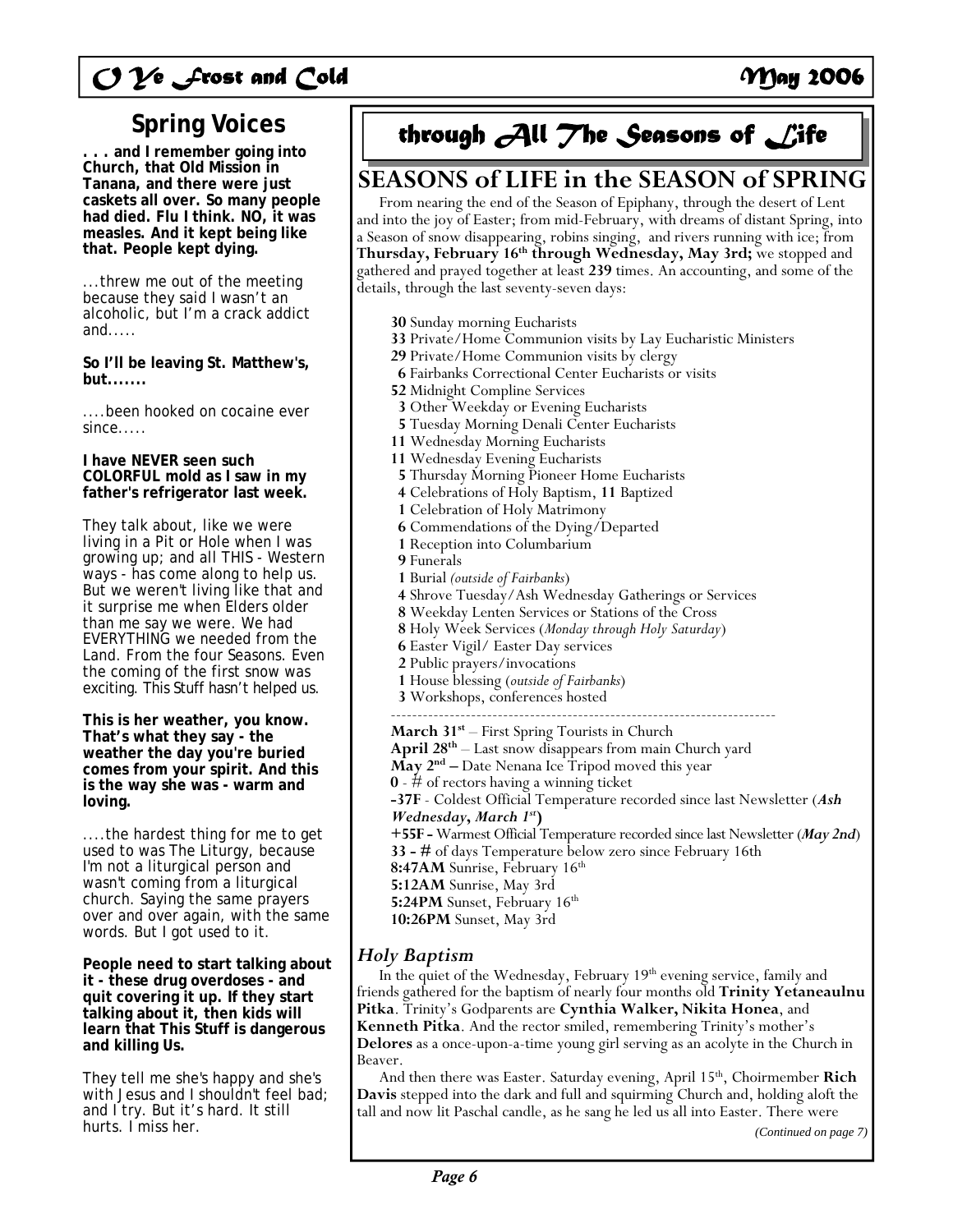## Spring Voices

**. . . and I remember going into Church, that Old Mission in Tanana, and there were just caskets all over. So many people had died. Flu I think. NO, it was measles. And it kept being like that. People kept dying.**

...threw me out of the meeting because they said I wasn't an alcoholic, but I'm a crack addict and.....

**So I'll be leaving St. Matthew's, but.......**

....been hooked on cocaine ever since.....

**I have NEVER seen such COLORFUL mold as I saw in my father's refrigerator last week.**

They talk about, like we were living in a Pit or Hole when I was growing up; and all THIS - Western ways - has come along to help us. But we weren't living like that and it surprise me when Elders older than me say we were. We had EVERYTHING we needed from the Land. From the four Seasons. Even the coming of the first snow was exciting. This Stuff hasn't helped us.

**This is her weather, you know. That's what they say - the weather the day you're buried comes from your spirit. And this is the way she was - warm and loving.**

....the hardest thing for me to get used to was The Liturgy, because I'm not a liturgical person and wasn't coming from a liturgical church. Saying the same prayers over and over again, with the same words. But I got used to it.

**People need to start talking about it - these drug overdoses - and quit covering it up. If they start talking about it, then kids will learn that This Stuff is dangerous and killing Us.**

They tell me she's happy and she's with Jesus and I shouldn't feel bad; and I try. But it's hard. It still hurts. I miss her.

## through All The Seasons of Life

## SEASONS of LIFE in the SEASON of SPRING

From nearing the end of the Season of Epiphany, through the desert of Lent and into the joy of Easter; from mid-February, with dreams of distant Spring, into a Season of snow disappearing, robins singing, and rivers running with ice; from **Thursday, February 16th through Wednesday, May 3rd;** we stopped and gathered and prayed together at least **239** times. An accounting, and some of the details, through the last seventy-seven days:

**30** Sunday morning Eucharists
**33** Private/Home Communion visits by Lay Eucharistic Ministers
**29** Private/Home Communion visits by clergy
**6** Fairbanks Correctional Center Eucharists or visits
**52** Midnight Compline Services
**3** Other Weekday or Evening Eucharists
**5** Tuesday Morning Denali Center Eucharists
**11** Wednesday Morning Eucharists
**11** Wednesday Evening Eucharists
**5** Thursday Morning Pioneer Home Eucharists
**4** Celebrations of Holy Baptism, **11** Baptized
**1** Celebration of Holy Matrimony
**6** Commendations of the Dying/Departed
**1** Reception into Columbarium
**9** Funerals
**1** Burial *(outside of Fairbanks)*
**4** Shrove Tuesday/Ash Wednesday Gatherings or Services
**8** Weekday Lenten Services or Stations of the Cross
**8** Holy Week Services (*Monday through Holy Saturday*)
**6** Easter Vigil/ Easter Day services
**2** Public prayers/invocations
**1** House blessing (*outside of Fairbanks*)
**3** Workshops, conferences hosted

---

**March 31st** – First Spring Tourists in Church
**April 28th** – Last snow disappears from main Church yard
**May 2nd** – Date Nenana Ice Tripod moved this year
**0** - # of rectors having a winning ticket
**-37F** - Coldest Official Temperature recorded since last Newsletter (***Ash Wednesday, March 1st***)
**+55F** - Warmest Official Temperature recorded since last Newsletter (***May 2nd***)
**33** - # of days Temperature below zero since February 16th
**8:47AM** Sunrise, February 16th
**5:12AM** Sunrise, May 3rd
**5:24PM** Sunset, February 16th
**10:26PM** Sunset, May 3rd

### *Holy Baptism*

In the quiet of the Wednesday, February 19th evening service, family and friends gathered for the baptism of nearly four months old **Trinity Yetaneaulnu Pitka**. Trinity's Godparents are **Cynthia Walker, Nikita Honea**, and **Kenneth Pitka**. And the rector smiled, remembering Trinity's mother's **Delores** as a once-upon-a-time young girl serving as an acolyte in the Church in Beaver.

And then there was Easter. Saturday evening, April 15th, Choirmember **Rich Davis** stepped into the dark and full and squirming Church and, holding aloft the tall and now lit Paschal candle, as he sang he led us all into Easter. There were

*(Continued on page 7)*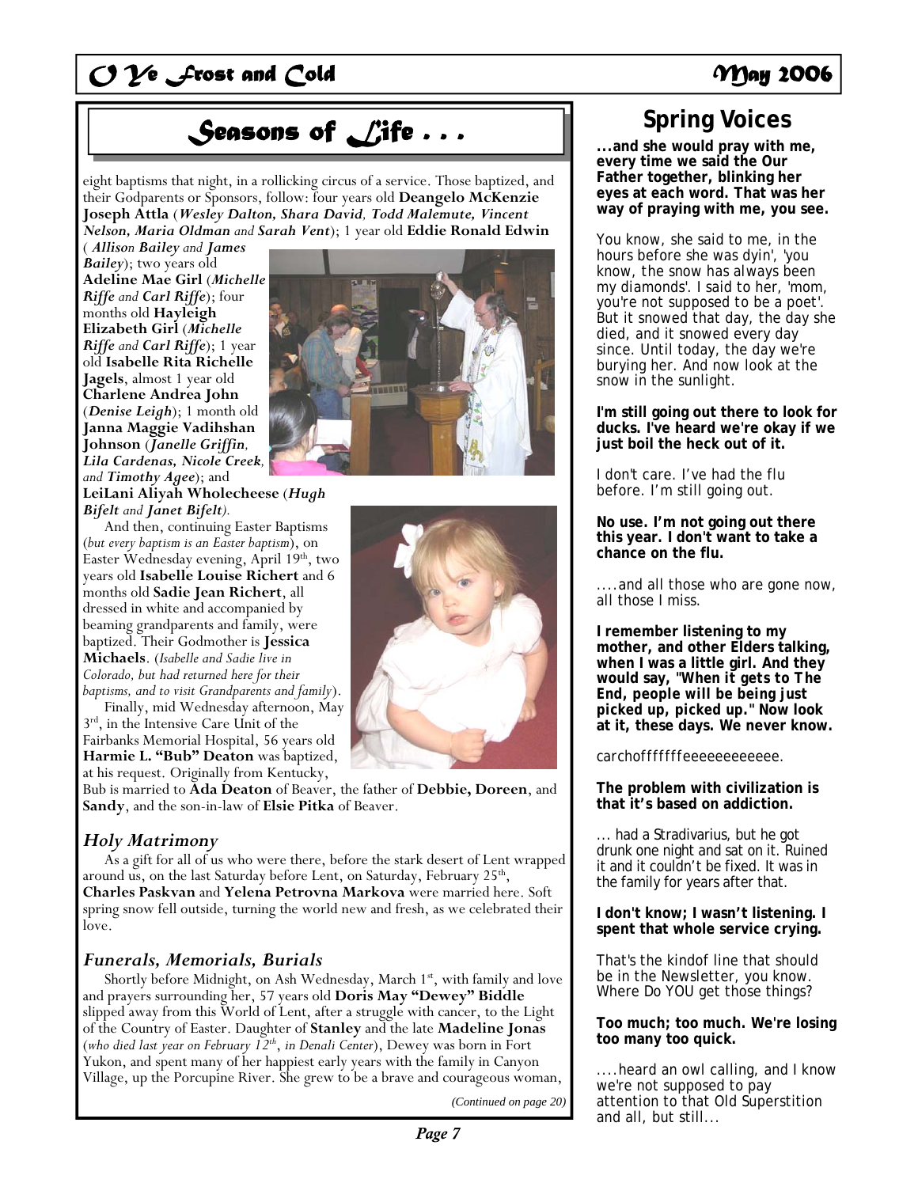# Seasons of Life . . .

eight baptisms that night, in a rollicking circus of a service. Those baptized, and their Godparents or Sponsors, follow: four years old **Deangelo McKenzie Joseph Attla** (***Wesley Dalton, Shara David, Todd Malemute, Vincent Nelson, Maria Oldman** and **Sarah Vent***); 1 year old **Eddie Ronald Edwin** (***Allison Bailey** and **James Bailey***); two years old **Adeline Mae Girl** (***Michelle Riffe** and **Carl Riffe***); four months old **Hayleigh Elizabeth Girl** (***Michelle Riffe** and **Carl Riffe***); 1 year old **Isabelle Rita Richelle Jagels**, almost 1 year old **Charlene Andrea John** (***Denise Leigh***); 1 month old **Janna Maggie Vadihshan Johnson** (***Janelle Griffin, Lila Cardenas, Nicole Creek,** and **Timothy Agee***); and **LeiLani Aliyah Wholecheese** (***Hugh Bifelt** and **Janet Bifelt***).

And then, continuing Easter Baptisms (*but every baptism is an Easter baptism*), on Easter Wednesday evening, April 19th, two years old **Isabelle Louise Richert** and 6 months old **Sadie Jean Richert**, all dressed in white and accompanied by beaming grandparents and family, were baptized. Their Godmother is **Jessica Michaels**. (*Isabelle and Sadie live in Colorado, but had returned here for their baptisms, and to visit Grandparents and family*).

Finally, mid Wednesday afternoon, May 3rd, in the Intensive Care Unit of the Fairbanks Memorial Hospital, 56 years old **Harmie L. "Bub" Deaton** was baptized, at his request. Originally from Kentucky, Bub is married to **Ada Deaton** of Beaver, the father of **Debbie, Doreen**, and **Sandy**, and the son-in-law of **Elsie Pitka** of Beaver.

## *Holy Matrimony*

As a gift for all of us who were there, before the stark desert of Lent wrapped around us, on the last Saturday before Lent, on Saturday, February 25th, **Charles Paskvan** and **Yelena Petrovna Markova** were married here. Soft spring snow fell outside, turning the world new and fresh, as we celebrated their love.

## *Funerals, Memorials, Burials*

Shortly before Midnight, on Ash Wednesday, March 1st, with family and love and prayers surrounding her, 57 years old **Doris May "Dewey" Biddle** slipped away from this World of Lent, after a struggle with cancer, to the Light of the Country of Easter. Daughter of **Stanley** and the late **Madeline Jonas** (*who died last year on February 12th, in Denali Center*), Dewey was born in Fort Yukon, and spent many of her happiest early years with the family in Canyon Village, up the Porcupine River. She grew to be a brave and courageous woman,

*(Continued on page 20)*

# Spring Voices

**...and she would pray with me, every time we said the Our Father together, blinking her eyes at each word. That was her way of praying with me, you see.**

You know, she said to me, in the hours before she was dyin', 'you know, the snow has always been my diamonds'. I said to her, 'mom, you're not supposed to be a poet'. But it snowed that day, the day she died, and it snowed every day since. Until today, the day we're burying her. And now look at the snow in the sunlight.

**I'm still going out there to look for ducks. I've heard we're okay if we just boil the heck out of it.**

I don't care. I've had the flu before. I'm still going out.

**No use. I'm not going out there this year. I don't want to take a chance on the flu.**

....and all those who are gone now, all those I miss.

**I remember listening to my mother, and other Elders talking, when I was a little girl. And they would say, "When it gets to The End, people will be being just picked up, picked up." Now look at it, these days. We never know.**

carchoffffffffeeeeeeeeeeee.

**The problem with civilization is that it's based on addiction.**

... had a Stradivarius, but he got drunk one night and sat on it. Ruined it and it couldn't be fixed. It was in the family for years after that.

**I don't know; I wasn't listening. I spent that whole service crying.**

That's the kindof line that should be in the Newsletter, you know. Where Do YOU get those things?

**Too much; too much. We're losing too many too quick.**

....heard an owl calling, and I know we're not supposed to pay attention to that Old Superstition and all, but still...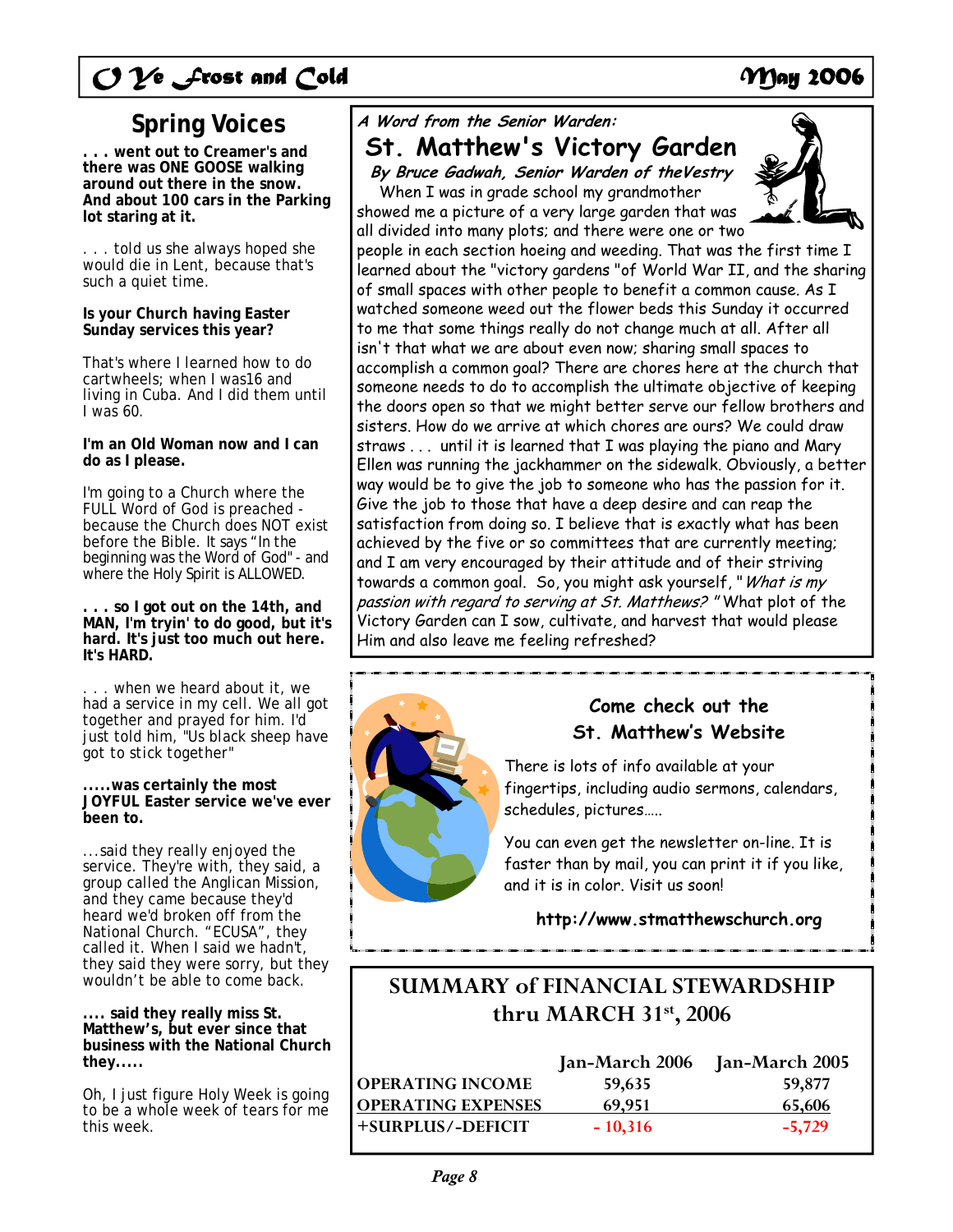## Spring Voices

**. . . went out to Creamer's and there was ONE GOOSE walking around out there in the snow. And about 100 cars in the Parking lot staring at it.**

. . . told us she always hoped she would die in Lent, because that's such a quiet time.

**Is your Church having Easter Sunday services this year?**

That's where I learned how to do cartwheels; when I was16 and living in Cuba. And I did them until I was 60.

**I'm an Old Woman now and I can do as I please.**

I'm going to a Church where the FULL Word of God is preached - because the Church does NOT exist before the Bible. It says "In the beginning was the Word of God" - and where the Holy Spirit is ALLOWED.

**. . . so I got out on the 14th, and MAN, I'm tryin' to do good, but it's hard. It's just too much out here. It's HARD.**

. . . when we heard about it, we had a service in my cell. We all got together and prayed for him. I'd just told him, "Us black sheep have got to stick together"

**.....was certainly the most JOYFUL Easter service we've ever been to.**

...said they really enjoyed the service. They're with, they said, a group called the Anglican Mission, and they came because they'd heard we'd broken off from the National Church. "ECUSA", they called it. When I said we hadn't, they said they were sorry, but they wouldn't be able to come back.

**.... said they really miss St. Matthew's, but ever since that business with the National Church they.....**

Oh, I just figure Holy Week is going to be a whole week of tears for me this week.

***A Word from the Senior Warden:***

## St. Matthew's Victory Garden

***By Bruce Gadwah, Senior Warden of theVestry***

When I was in grade school my grandmother showed me a picture of a very large garden that was all divided into many plots; and there were one or two people in each section hoeing and weeding. That was the first time I learned about the "victory gardens "of World War II, and the sharing of small spaces with other people to benefit a common cause. As I watched someone weed out the flower beds this Sunday it occurred to me that some things really do not change much at all. After all isn't that what we are about even now; sharing small spaces to accomplish a common goal? There are chores here at the church that someone needs to do to accomplish the ultimate objective of keeping the doors open so that we might better serve our fellow brothers and sisters. How do we arrive at which chores are ours? We could draw straws . . . until it is learned that I was playing the piano and Mary Ellen was running the jackhammer on the sidewalk. Obviously, a better way would be to give the job to someone who has the passion for it. Give the job to those that have a deep desire and can reap the satisfaction from doing so. I believe that is exactly what has been achieved by the five or so committees that are currently meeting; and I am very encouraged by their attitude and of their striving towards a common goal. So, you might ask yourself, "*What is my passion with regard to serving at St. Matthews?* " What plot of the Victory Garden can I sow, cultivate, and harvest that would please Him and also leave me feeling refreshed?

### Come check out the St. Matthew's Website

There is lots of info available at your fingertips, including audio sermons, calendars, schedules, pictures…..

You can even get the newsletter on-line. It is faster than by mail, you can print it if you like, and it is in color. Visit us soon!

**http://www.stmatthewschurch.org**

## SUMMARY of FINANCIAL STEWARDSHIP thru MARCH 31st, 2006

| | Jan-March 2006 | Jan-March 2005 |
|---|---|---|
| OPERATING INCOME | 59,635 | 59,877 |
| OPERATING EXPENSES | 69,951 | 65,606 |
| +SURPLUS/-DEFICIT | - 10,316 | -5,729 |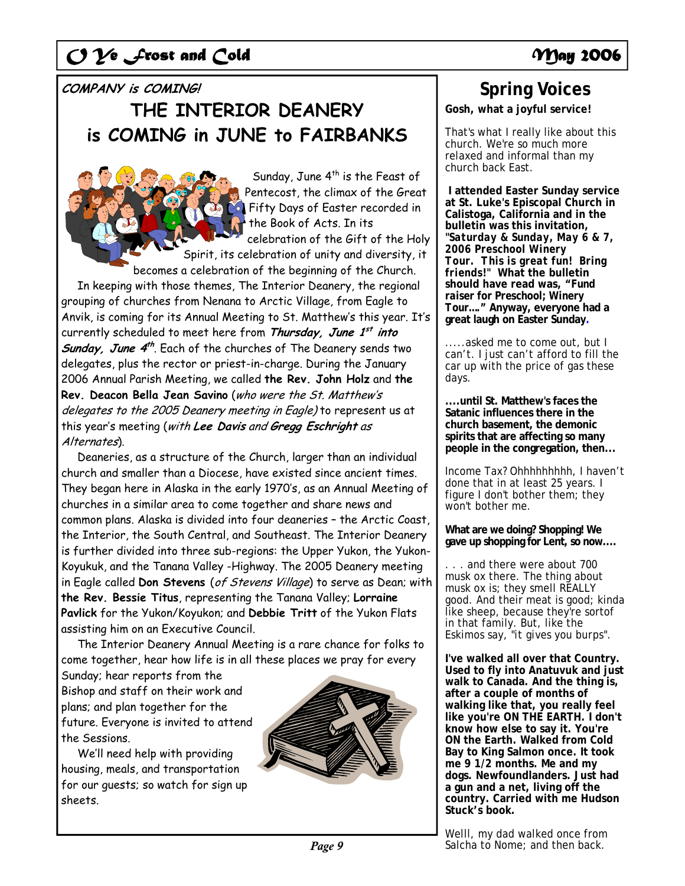**COMPANY is COMING!**

# THE INTERIOR DEANERY is COMING in JUNE to FAIRBANKS

Sunday, June 4th is the Feast of Pentecost, the climax of the Great Fifty Days of Easter recorded in the Book of Acts. In its celebration of the Gift of the Holy Spirit, its celebration of unity and diversity, it becomes a celebration of the beginning of the Church.

In keeping with those themes, The Interior Deanery, the regional grouping of churches from Nenana to Arctic Village, from Eagle to Anvik, is coming for its Annual Meeting to St. Matthew's this year. It's currently scheduled to meet here from ***Thursday, June 1st into Sunday, June 4th***. Each of the churches of The Deanery sends two delegates, plus the rector or priest-in-charge. During the January 2006 Annual Parish Meeting, we called **the Rev. John Holz** and **the Rev. Deacon Bella Jean Savino** (*who were the St. Matthew's delegates to the 2005 Deanery meeting in Eagle)* to represent us at this year's meeting (*with **Lee Davis** and **Gregg Eschright** as Alternates*).

Deaneries, as a structure of the Church, larger than an individual church and smaller than a Diocese, have existed since ancient times. They began here in Alaska in the early 1970's, as an Annual Meeting of churches in a similar area to come together and share news and common plans. Alaska is divided into four deaneries – the Arctic Coast, the Interior, the South Central, and Southeast. The Interior Deanery is further divided into three sub-regions: the Upper Yukon, the Yukon-Koyukuk, and the Tanana Valley -Highway. The 2005 Deanery meeting in Eagle called **Don Stevens** (*of Stevens Village*) to serve as Dean; with **the Rev. Bessie Titus**, representing the Tanana Valley; **Lorraine Pavlick** for the Yukon/Koyukon; and **Debbie Tritt** of the Yukon Flats assisting him on an Executive Council.

The Interior Deanery Annual Meeting is a rare chance for folks to come together, hear how life is in all these places we pray for every Sunday; hear reports from the Bishop and staff on their work and plans; and plan together for the future. Everyone is invited to attend the Sessions.

We'll need help with providing housing, meals, and transportation for our guests; so watch for sign up sheets.

## Spring Voices

**Gosh, what a joyful service!**

That's what I really like about this church. We're so much more relaxed and informal than my church back East.

**I attended Easter Sunday service at St. Luke's Episcopal Church in Calistoga, California and in the bulletin was this invitation, "*Saturday & Sunday, May 6 & 7, 2006 Preschool Winery Tour. This is great fun! Bring friends!*" What the bulletin should have read was, "Fund raiser for Preschool; Winery Tour…." Anyway, everyone had a great laugh on Easter Sunday.**

.....asked me to come out, but I can't. I just can't afford to fill the car up with the price of gas these days.

**....until St. Matthew's faces the Satanic influences there in the church basement, the demonic spirits that are affecting so many people in the congregation, then...**

Income Tax? Ohhhhhhhhh, I haven't done that in at least 25 years. I figure I don't bother them; they won't bother me.

**What are we doing? Shopping! We gave up shopping for Lent, so now....**

. . . and there were about 700 musk ox there. The thing about musk ox is; they smell REALLY good. And their meat is good; kinda like sheep, because they're sortof in that family. But, like the Eskimos say, "it gives you burps".

**I've walked all over that Country. Used to fly into Anatuvuk and just walk to Canada. And the thing is, after a couple of months of walking like that, you really feel like you're ON THE EARTH. I don't know how else to say it. You're ON the Earth. Walked from Cold Bay to King Salmon once. It took me 9 1/2 months. Me and my dogs. Newfoundlanders. Just had a gun and a net, living off the country. Carried with me Hudson Stuck's book.**

Welll, my dad walked once from Salcha to Nome; and then back.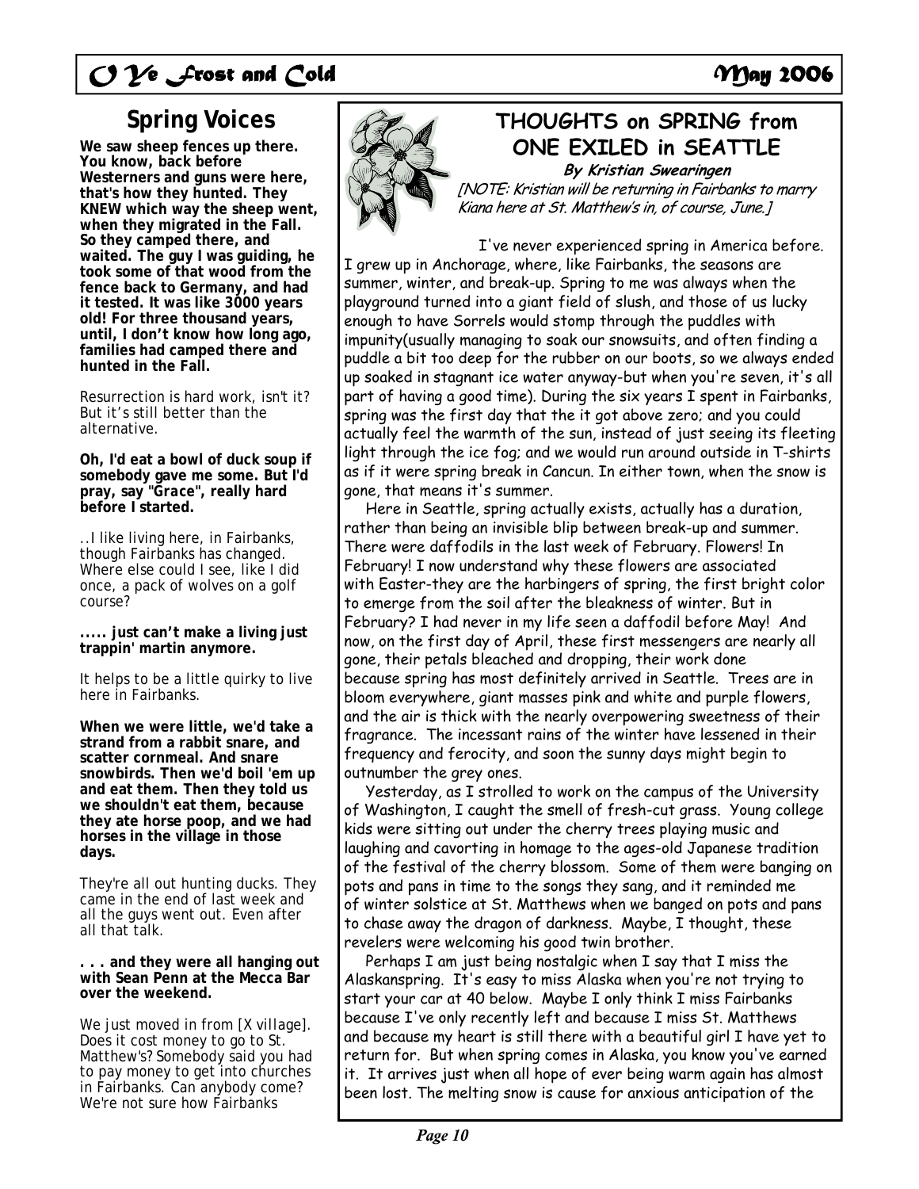## Spring Voices

**We saw sheep fences up there. You know, back before Westerners and guns were here, that's how they hunted. They KNEW which way the sheep went, when they migrated in the Fall. So they camped there, and waited. The guy I was guiding, he took some of that wood from the fence back to Germany, and had it tested. It was like 3000 years old! For three thousand years, until, I don't know how long ago, families had camped there and hunted in the Fall.**

Resurrection is hard work, isn't it? But it's still better than the alternative.

**Oh, I'd eat a bowl of duck soup if somebody gave me some. But I'd pray, say "Grace", really hard before I started.**

..I like living here, in Fairbanks, though Fairbanks has changed. Where else could I see, like I did once, a pack of wolves on a golf course?

**..... just can't make a living just trappin' martin anymore.**

It helps to be a little quirky to live here in Fairbanks.

**When we were little, we'd take a strand from a rabbit snare, and scatter cornmeal. And snare snowbirds. Then we'd boil 'em up and eat them. Then they told us we shouldn't eat them, because they ate horse poop, and we had horses in the village in those days.**

They're all out hunting ducks. They came in the end of last week and all the guys went out. Even after all that talk.

**. . . and they were all hanging out with Sean Penn at the Mecca Bar over the weekend.**

We just moved in from [X village]. Does it cost money to go to St. Matthew's? Somebody said you had to pay money to get into churches in Fairbanks. Can anybody come? We're not sure how Fairbanks

## THOUGHTS on SPRING from ONE EXILED in SEATTLE

**By Kristian Swearingen**

*[NOTE: Kristian will be returning in Fairbanks to marry Kiana here at St. Matthew's in, of course, June.]*

I've never experienced spring in America before. I grew up in Anchorage, where, like Fairbanks, the seasons are summer, winter, and break-up. Spring to me was always when the playground turned into a giant field of slush, and those of us lucky enough to have Sorrels would stomp through the puddles with impunity(usually managing to soak our snowsuits, and often finding a puddle a bit too deep for the rubber on our boots, so we always ended up soaked in stagnant ice water anyway-but when you're seven, it's all part of having a good time). During the six years I spent in Fairbanks, spring was the first day that the it got above zero; and you could actually feel the warmth of the sun, instead of just seeing its fleeting light through the ice fog; and we would run around outside in T-shirts as if it were spring break in Cancun. In either town, when the snow is gone, that means it's summer.

Here in Seattle, spring actually exists, actually has a duration, rather than being an invisible blip between break-up and summer. There were daffodils in the last week of February. Flowers! In February! I now understand why these flowers are associated with Easter-they are the harbingers of spring, the first bright color to emerge from the soil after the bleakness of winter. But in February? I had never in my life seen a daffodil before May! And now, on the first day of April, these first messengers are nearly all gone, their petals bleached and dropping, their work done because spring has most definitely arrived in Seattle. Trees are in bloom everywhere, giant masses pink and white and purple flowers, and the air is thick with the nearly overpowering sweetness of their fragrance. The incessant rains of the winter have lessened in their frequency and ferocity, and soon the sunny days might begin to outnumber the grey ones.

Yesterday, as I strolled to work on the campus of the University of Washington, I caught the smell of fresh-cut grass. Young college kids were sitting out under the cherry trees playing music and laughing and cavorting in homage to the ages-old Japanese tradition of the festival of the cherry blossom. Some of them were banging on pots and pans in time to the songs they sang, and it reminded me of winter solstice at St. Matthews when we banged on pots and pans to chase away the dragon of darkness. Maybe, I thought, these revelers were welcoming his good twin brother.

Perhaps I am just being nostalgic when I say that I miss the Alaskanspring. It's easy to miss Alaska when you're not trying to start your car at 40 below. Maybe I only think I miss Fairbanks because I've only recently left and because I miss St. Matthews and because my heart is still there with a beautiful girl I have yet to return for. But when spring comes in Alaska, you know you've earned it. It arrives just when all hope of ever being warm again has almost been lost. The melting snow is cause for anxious anticipation of the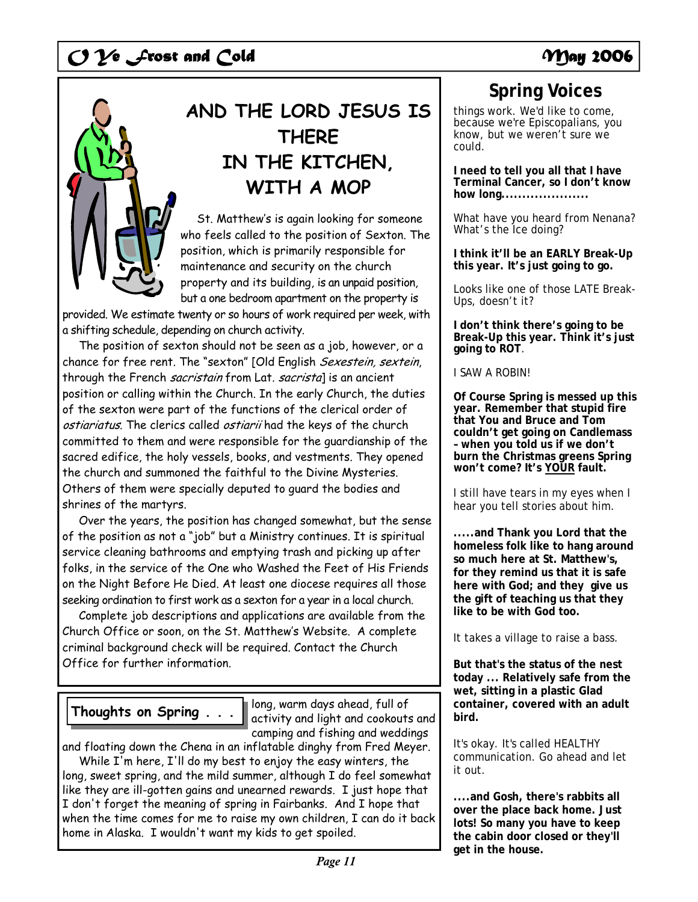# AND THE LORD JESUS IS THERE IN THE KITCHEN, WITH A MOP

St. Matthew's is again looking for someone who feels called to the position of Sexton. The position, which is primarily responsible for maintenance and security on the church property and its building, is an unpaid position, but a one bedroom apartment on the property is provided. We estimate twenty or so hours of work required per week, with a shifting schedule, depending on church activity.

The position of sexton should not be seen as a job, however, or a chance for free rent. The "sexton" [Old English *Sexestein, sextein*, through the French *sacristain* from Lat. *sacrista*] is an ancient position or calling within the Church. In the early Church, the duties of the sexton were part of the functions of the clerical order of *ostiariatus*. The clerics called *ostiarii* had the keys of the church committed to them and were responsible for the guardianship of the sacred edifice, the holy vessels, books, and vestments. They opened the church and summoned the faithful to the Divine Mysteries. Others of them were specially deputed to guard the bodies and shrines of the martyrs.

Over the years, the position has changed somewhat, but the sense of the position as not a "job" but a Ministry continues. It is spiritual service cleaning bathrooms and emptying trash and picking up after folks, in the service of the One who Washed the Feet of His Friends on the Night Before He Died. At least one diocese requires all those seeking ordination to first work as a sexton for a year in a local church.

Complete job descriptions and applications are available from the Church Office or soon, on the St. Matthew's Website. A complete criminal background check will be required. Contact the Church Office for further information.

## Thoughts on Spring . . .

long, warm days ahead, full of activity and light and cookouts and camping and fishing and weddings and floating down the Chena in an inflatable dinghy from Fred Meyer.

While I'm here, I'll do my best to enjoy the easy winters, the long, sweet spring, and the mild summer, although I do feel somewhat like they are ill-gotten gains and unearned rewards. I just hope that I don't forget the meaning of spring in Fairbanks. And I hope that when the time comes for me to raise my own children, I can do it back home in Alaska. I wouldn't want my kids to get spoiled.

## Spring Voices

things work. We'd like to come, because we're Episcopalians, you know, but we weren't sure we could.

**I need to tell you all that I have Terminal Cancer, so I don't know how long....................**

What have you heard from Nenana? What's the Ice doing?

**I think it'll be an EARLY Break-Up this year. It's just going to go.**

Looks like one of those LATE Break-Ups, doesn't it?

**I don't think there's going to be Break-Up this year. Think it's just going to ROT.**

I SAW A ROBIN!

**Of Course Spring is messed up this year. Remember that stupid fire that You and Bruce and Tom couldn't get going on Candlemass – when you told us if we don't burn the Christmas greens Spring won't come? It's YOUR fault.**

I still have tears in my eyes when I hear you tell stories about him.

**.....and Thank you Lord that the homeless folk like to hang around so much here at St. Matthew's, for they remind us that it is safe here with God; and they give us the gift of teaching us that they like to be with God too.**

It takes a village to raise a bass.

**But that's the status of the nest today ... Relatively safe from the wet, sitting in a plastic Glad container, covered with an adult bird.**

It's okay. It's called HEALTHY communication. Go ahead and let it out.

**....and Gosh, there's rabbits all over the place back home. Just lots! So many you have to keep the cabin door closed or they'll get in the house.**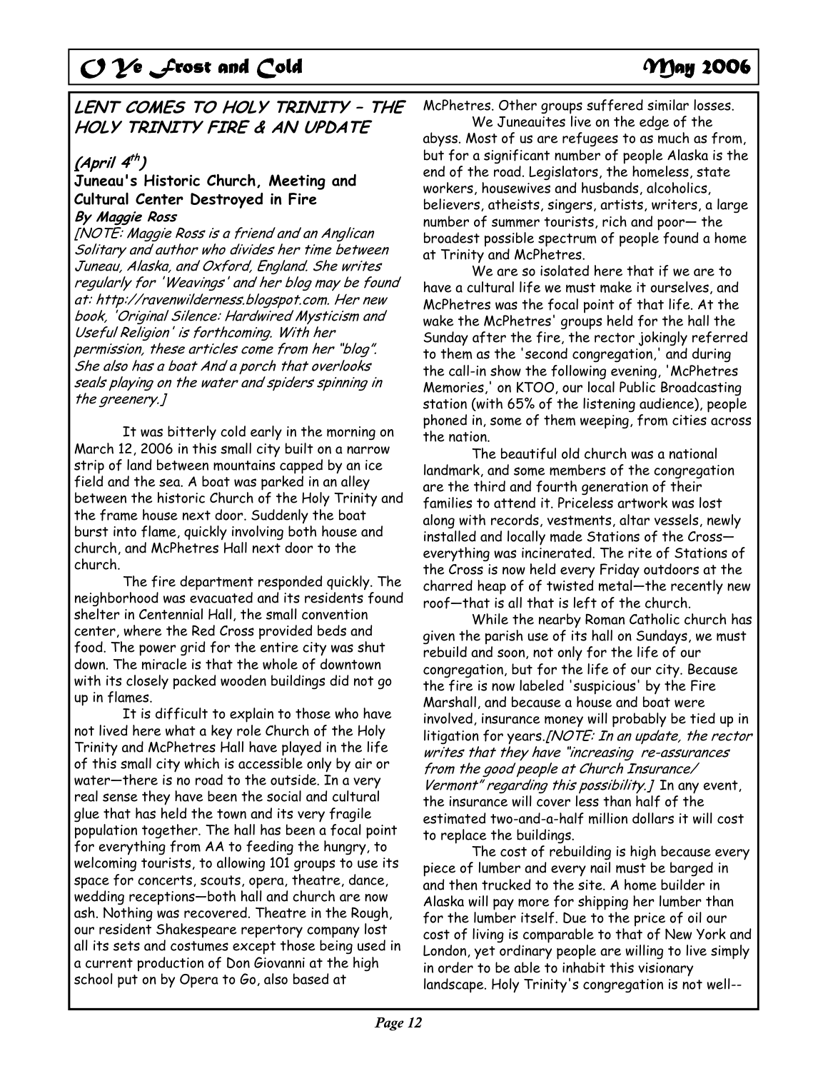## LENT COMES TO HOLY TRINITY – THE HOLY TRINITY FIRE & AN UPDATE

### (April 4th)

### Juneau's Historic Church, Meeting and Cultural Center Destroyed in Fire

***By Maggie Ross***

*[NOTE: Maggie Ross is a friend and an Anglican Solitary and author who divides her time between Juneau, Alaska, and Oxford, England. She writes regularly for 'Weavings' and her blog may be found at: http://ravenwilderness.blogspot.com. Her new book, 'Original Silence: Hardwired Mysticism and Useful Religion' is forthcoming. With her permission, these articles come from her "blog". She also has a boat And a porch that overlooks seals playing on the water and spiders spinning in the greenery.]*

It was bitterly cold early in the morning on March 12, 2006 in this small city built on a narrow strip of land between mountains capped by an ice field and the sea. A boat was parked in an alley between the historic Church of the Holy Trinity and the frame house next door. Suddenly the boat burst into flame, quickly involving both house and church, and McPhetres Hall next door to the church.

The fire department responded quickly. The neighborhood was evacuated and its residents found shelter in Centennial Hall, the small convention center, where the Red Cross provided beds and food. The power grid for the entire city was shut down. The miracle is that the whole of downtown with its closely packed wooden buildings did not go up in flames.

It is difficult to explain to those who have not lived here what a key role Church of the Holy Trinity and McPhetres Hall have played in the life of this small city which is accessible only by air or water—there is no road to the outside. In a very real sense they have been the social and cultural glue that has held the town and its very fragile population together. The hall has been a focal point for everything from AA to feeding the hungry, to welcoming tourists, to allowing 101 groups to use its space for concerts, scouts, opera, theatre, dance, wedding receptions—both hall and church are now ash. Nothing was recovered. Theatre in the Rough, our resident Shakespeare repertory company lost all its sets and costumes except those being used in a current production of Don Giovanni at the high school put on by Opera to Go, also based at McPhetres. Other groups suffered similar losses.

We Juneauites live on the edge of the abyss. Most of us are refugees to as much as from, but for a significant number of people Alaska is the end of the road. Legislators, the homeless, state workers, housewives and husbands, alcoholics, believers, atheists, singers, artists, writers, a large number of summer tourists, rich and poor— the broadest possible spectrum of people found a home at Trinity and McPhetres.

We are so isolated here that if we are to have a cultural life we must make it ourselves, and McPhetres was the focal point of that life. At the wake the McPhetres' groups held for the hall the Sunday after the fire, the rector jokingly referred to them as the 'second congregation,' and during the call-in show the following evening, 'McPhetres Memories,' on KTOO, our local Public Broadcasting station (with 65% of the listening audience), people phoned in, some of them weeping, from cities across the nation.

The beautiful old church was a national landmark, and some members of the congregation are the third and fourth generation of their families to attend it. Priceless artwork was lost along with records, vestments, altar vessels, newly installed and locally made Stations of the Cross—everything was incinerated. The rite of Stations of the Cross is now held every Friday outdoors at the charred heap of of twisted metal—the recently new roof—that is all that is left of the church.

While the nearby Roman Catholic church has given the parish use of its hall on Sundays, we must rebuild and soon, not only for the life of our congregation, but for the life of our city. Because the fire is now labeled 'suspicious' by the Fire Marshall, and because a house and boat were involved, insurance money will probably be tied up in litigation for years.*[NOTE: In an update, the rector writes that they have "increasing re-assurances from the good people at Church Insurance/ Vermont" regarding this possibility.]* In any event, the insurance will cover less than half of the estimated two-and-a-half million dollars it will cost to replace the buildings.

The cost of rebuilding is high because every piece of lumber and every nail must be barged in and then trucked to the site. A home builder in Alaska will pay more for shipping her lumber than for the lumber itself. Due to the price of oil our cost of living is comparable to that of New York and London, yet ordinary people are willing to live simply in order to be able to inhabit this visionary landscape. Holy Trinity's congregation is not well--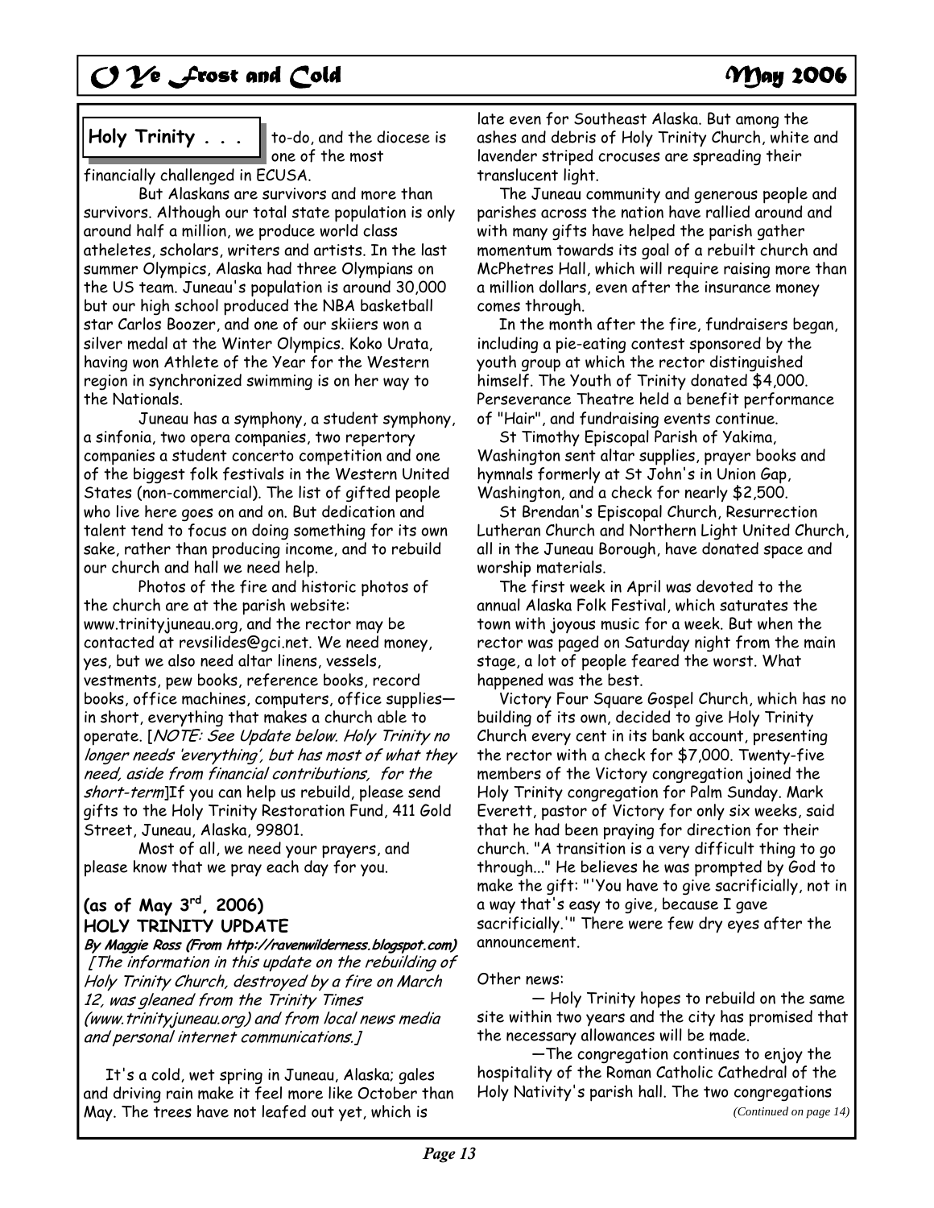**Holy Trinity . . .** to-do, and the diocese is one of the most financially challenged in ECUSA.

But Alaskans are survivors and more than survivors. Although our total state population is only around half a million, we produce world class atheletes, scholars, writers and artists. In the last summer Olympics, Alaska had three Olympians on the US team. Juneau's population is around 30,000 but our high school produced the NBA basketball star Carlos Boozer, and one of our skiiers won a silver medal at the Winter Olympics. Koko Urata, having won Athlete of the Year for the Western region in synchronized swimming is on her way to the Nationals.

Juneau has a symphony, a student symphony, a sinfonia, two opera companies, two repertory companies a student concerto competition and one of the biggest folk festivals in the Western United States (non-commercial). The list of gifted people who live here goes on and on. But dedication and talent tend to focus on doing something for its own sake, rather than producing income, and to rebuild our church and hall we need help.

Photos of the fire and historic photos of the church are at the parish website: www.trinityjuneau.org, and the rector may be contacted at revsilides@gci.net. We need money, yes, but we also need altar linens, vessels, vestments, pew books, reference books, record books, office machines, computers, office supplies—in short, everything that makes a church able to operate. [*NOTE: See Update below. Holy Trinity no longer needs 'everything', but has most of what they need, aside from financial contributions, for the short-term*]If you can help us rebuild, please send gifts to the Holy Trinity Restoration Fund, 411 Gold Street, Juneau, Alaska, 99801.

Most of all, we need your prayers, and please know that we pray each day for you.

**(as of May 3rd, 2006)**
**HOLY TRINITY UPDATE**

***By Maggie Ross (From http://ravenwilderness.blogspot.com)***

*[The information in this update on the rebuilding of Holy Trinity Church, destroyed by a fire on March 12, was gleaned from the Trinity Times (www.trinityjuneau.org) and from local news media and personal internet communications.]*

It's a cold, wet spring in Juneau, Alaska; gales and driving rain make it feel more like October than May. The trees have not leafed out yet, which is late even for Southeast Alaska. But among the ashes and debris of Holy Trinity Church, white and lavender striped crocuses are spreading their translucent light.

The Juneau community and generous people and parishes across the nation have rallied around and with many gifts have helped the parish gather momentum towards its goal of a rebuilt church and McPhetres Hall, which will require raising more than a million dollars, even after the insurance money comes through.

In the month after the fire, fundraisers began, including a pie-eating contest sponsored by the youth group at which the rector distinguished himself. The Youth of Trinity donated $4,000. Perseverance Theatre held a benefit performance of "Hair", and fundraising events continue.

St Timothy Episcopal Parish of Yakima, Washington sent altar supplies, prayer books and hymnals formerly at St John's in Union Gap, Washington, and a check for nearly $2,500.

St Brendan's Episcopal Church, Resurrection Lutheran Church and Northern Light United Church, all in the Juneau Borough, have donated space and worship materials.

The first week in April was devoted to the annual Alaska Folk Festival, which saturates the town with joyous music for a week. But when the rector was paged on Saturday night from the main stage, a lot of people feared the worst. What happened was the best.

Victory Four Square Gospel Church, which has no building of its own, decided to give Holy Trinity Church every cent in its bank account, presenting the rector with a check for $7,000. Twenty-five members of the Victory congregation joined the Holy Trinity congregation for Palm Sunday. Mark Everett, pastor of Victory for only six weeks, said that he had been praying for direction for their church. "A transition is a very difficult thing to go through..." He believes he was prompted by God to make the gift: "'You have to give sacrificially, not in a way that's easy to give, because I gave sacrificially.'" There were few dry eyes after the announcement.

Other news:

— Holy Trinity hopes to rebuild on the same site within two years and the city has promised that the necessary allowances will be made.

—The congregation continues to enjoy the hospitality of the Roman Catholic Cathedral of the Holy Nativity's parish hall. The two congregations

*(Continued on page 14)*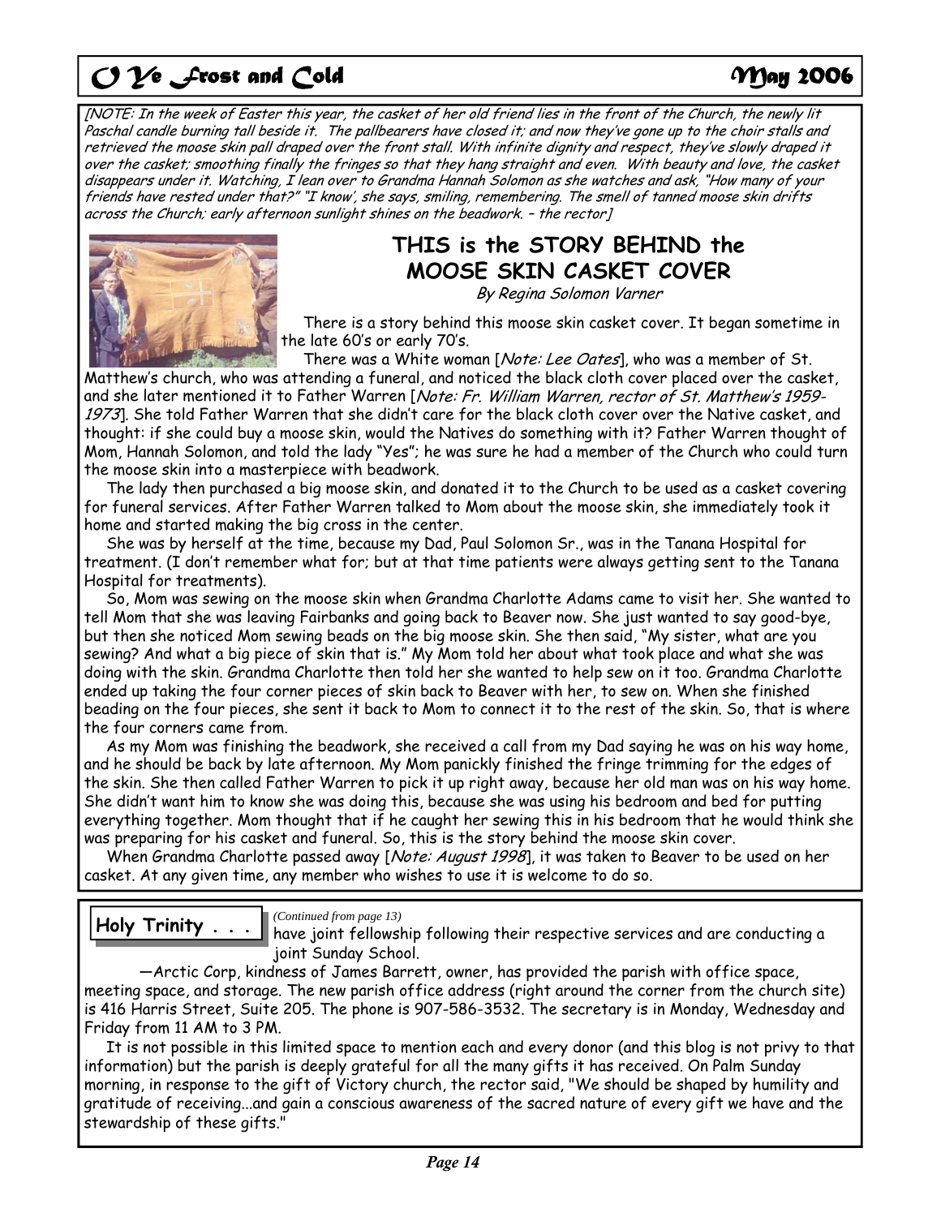[NOTE: In the week of Easter this year, the casket of her old friend lies in the front of the Church, the newly lit Paschal candle burning tall beside it. The pallbearers have closed it; and now they've gone up to the choir stalls and retrieved the moose skin pall draped over the front stall. With infinite dignity and respect, they've slowly draped it over the casket; smoothing finally the fringes so that they hang straight and even. With beauty and love, the casket disappears under it. Watching, I lean over to Grandma Hannah Solomon as she watches and ask, "How many of your friends have rested under that?" "I know', she says, smiling, remembering. The smell of tanned moose skin drifts across the Church; early afternoon sunlight shines on the beadwork. – the rector]*

## THIS is the STORY BEHIND the MOOSE SKIN CASKET COVER

*By Regina Solomon Varner*

There is a story behind this moose skin casket cover. It began sometime in the late 60's or early 70's.

There was a White woman [*Note: Lee Oates*], who was a member of St. Matthew's church, who was attending a funeral, and noticed the black cloth cover placed over the casket, and she later mentioned it to Father Warren [*Note: Fr. William Warren, rector of St. Matthew's 1959-1973*]. She told Father Warren that she didn't care for the black cloth cover over the Native casket, and thought: if she could buy a moose skin, would the Natives do something with it? Father Warren thought of Mom, Hannah Solomon, and told the lady "Yes"; he was sure he had a member of the Church who could turn the moose skin into a masterpiece with beadwork.

The lady then purchased a big moose skin, and donated it to the Church to be used as a casket covering for funeral services. After Father Warren talked to Mom about the moose skin, she immediately took it home and started making the big cross in the center.

She was by herself at the time, because my Dad, Paul Solomon Sr., was in the Tanana Hospital for treatment. (I don't remember what for; but at that time patients were always getting sent to the Tanana Hospital for treatments).

So, Mom was sewing on the moose skin when Grandma Charlotte Adams came to visit her. She wanted to tell Mom that she was leaving Fairbanks and going back to Beaver now. She just wanted to say good-bye, but then she noticed Mom sewing beads on the big moose skin. She then said, "My sister, what are you sewing? And what a big piece of skin that is." My Mom told her about what took place and what she was doing with the skin. Grandma Charlotte then told her she wanted to help sew on it too. Grandma Charlotte ended up taking the four corner pieces of skin back to Beaver with her, to sew on. When she finished beading on the four pieces, she sent it back to Mom to connect it to the rest of the skin. So, that is where the four corners came from.

As my Mom was finishing the beadwork, she received a call from my Dad saying he was on his way home, and he should be back by late afternoon. My Mom panickly finished the fringe trimming for the edges of the skin. She then called Father Warren to pick it up right away, because her old man was on his way home. She didn't want him to know she was doing this, because she was using his bedroom and bed for putting everything together. Mom thought that if he caught her sewing this in his bedroom that he would think she was preparing for his casket and funeral. So, this is the story behind the moose skin cover.

When Grandma Charlotte passed away [*Note: August 1998*], it was taken to Beaver to be used on her casket. At any given time, any member who wishes to use it is welcome to do so.

---

**Holy Trinity . . .**

*(Continued from page 13)*

have joint fellowship following their respective services and are conducting a joint Sunday School.

—Arctic Corp, kindness of James Barrett, owner, has provided the parish with office space, meeting space, and storage. The new parish office address (right around the corner from the church site) is 416 Harris Street, Suite 205. The phone is 907-586-3532. The secretary is in Monday, Wednesday and Friday from 11 AM to 3 PM.

It is not possible in this limited space to mention each and every donor (and this blog is not privy to that information) but the parish is deeply grateful for all the many gifts it has received. On Palm Sunday morning, in response to the gift of Victory church, the rector said, "We should be shaped by humility and gratitude of receiving...and gain a conscious awareness of the sacred nature of every gift we have and the stewardship of these gifts."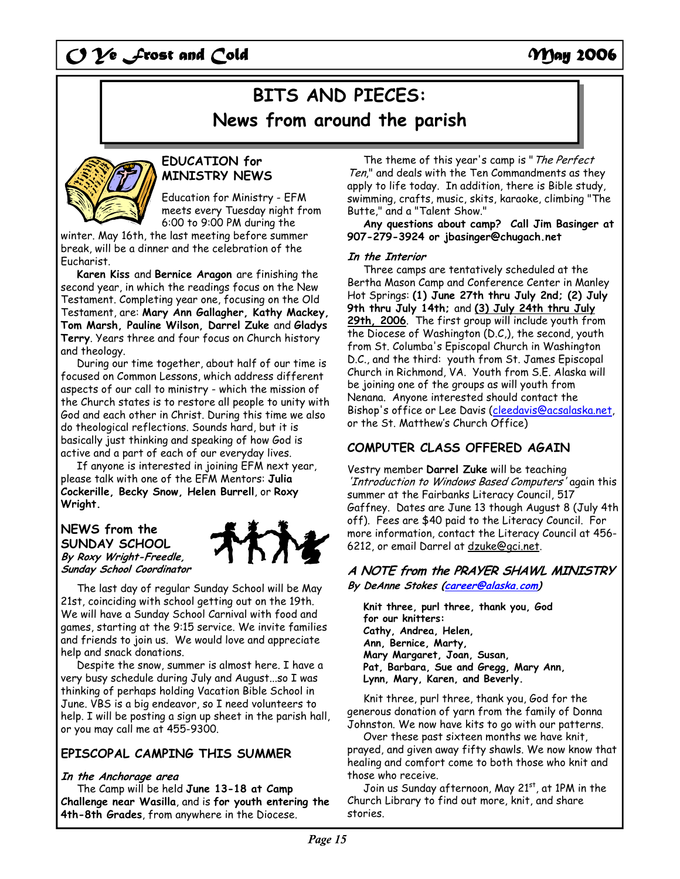# BITS AND PIECES:

# News from around the parish

## EDUCATION for MINISTRY NEWS

Education for Ministry - EFM meets every Tuesday night from 6:00 to 9:00 PM during the winter. May 16th, the last meeting before summer break, will be a dinner and the celebration of the Eucharist.

**Karen Kiss** and **Bernice Aragon** are finishing the second year, in which the readings focus on the New Testament. Completing year one, focusing on the Old Testament, are: **Mary Ann Gallagher, Kathy Mackey, Tom Marsh, Pauline Wilson, Darrel Zuke** and **Gladys Terry**. Years three and four focus on Church history and theology.

During our time together, about half of our time is focused on Common Lessons, which address different aspects of our call to ministry - which the mission of the Church states is to restore all people to unity with God and each other in Christ. During this time we also do theological reflections. Sounds hard, but it is basically just thinking and speaking of how God is active and a part of each of our everyday lives.

If anyone is interested in joining EFM next year, please talk with one of the EFM Mentors: **Julia Cockerille, Becky Snow, Helen Burrell**, or **Roxy Wright.**

## NEWS from the SUNDAY SCHOOL

***By Roxy Wright-Freedle, Sunday School Coordinator***

The last day of regular Sunday School will be May 21st, coinciding with school getting out on the 19th. We will have a Sunday School Carnival with food and games, starting at the 9:15 service. We invite families and friends to join us. We would love and appreciate help and snack donations.

Despite the snow, summer is almost here. I have a very busy schedule during July and August...so I was thinking of perhaps holding Vacation Bible School in June. VBS is a big endeavor, so I need volunteers to help. I will be posting a sign up sheet in the parish hall, or you may call me at 455-9300.

## EPISCOPAL CAMPING THIS SUMMER

***In the Anchorage area***

The Camp will be held **June 13-18 at Camp Challenge near Wasilla**, and is **for youth entering the 4th-8th Grades**, from anywhere in the Diocese.

The theme of this year's camp is "*The Perfect Ten*," and deals with the Ten Commandments as they apply to life today. In addition, there is Bible study, swimming, crafts, music, skits, karaoke, climbing "The Butte," and a "Talent Show."

**Any questions about camp? Call Jim Basinger at 907-279-3924 or jbasinger@chugach.net**

***In the Interior***

Three camps are tentatively scheduled at the Bertha Mason Camp and Conference Center in Manley Hot Springs: **(1) June 27th thru July 2nd; (2) July 9th thru July 14th;** and **(3) July 24th thru July 29th, 2006**. The first group will include youth from the Diocese of Washington (D.C,), the second, youth from St. Columba's Episcopal Church in Washington D.C., and the third: youth from St. James Episcopal Church in Richmond, VA. Youth from S.E. Alaska will be joining one of the groups as will youth from Nenana. Anyone interested should contact the Bishop's office or Lee Davis (cleedavis@acsalaska.net, or the St. Matthew's Church Office)

## COMPUTER CLASS OFFERED AGAIN

Vestry member **Darrel Zuke** will be teaching *'Introduction to Windows Based Computers'* again this summer at the Fairbanks Literacy Council, 517 Gaffney. Dates are June 13 though August 8 (July 4th off). Fees are $40 paid to the Literacy Council. For more information, contact the Literacy Council at 456-6212, or email Darrel at dzuke@gci.net.

## *A NOTE from the PRAYER SHAWL MINISTRY*

***By DeAnne Stokes (career@alaska.com)***

**Knit three, purl three, thank you, God for our knitters:**
**Cathy, Andrea, Helen,**
**Ann, Bernice, Marty,**
**Mary Margaret, Joan, Susan,**
**Pat, Barbara, Sue and Gregg, Mary Ann,**
**Lynn, Mary, Karen, and Beverly.**

Knit three, purl three, thank you, God for the generous donation of yarn from the family of Donna Johnston. We now have kits to go with our patterns.

Over these past sixteen months we have knit, prayed, and given away fifty shawls. We now know that healing and comfort come to both those who knit and those who receive.

Join us Sunday afternoon, May 21st, at 1PM in the Church Library to find out more, knit, and share stories.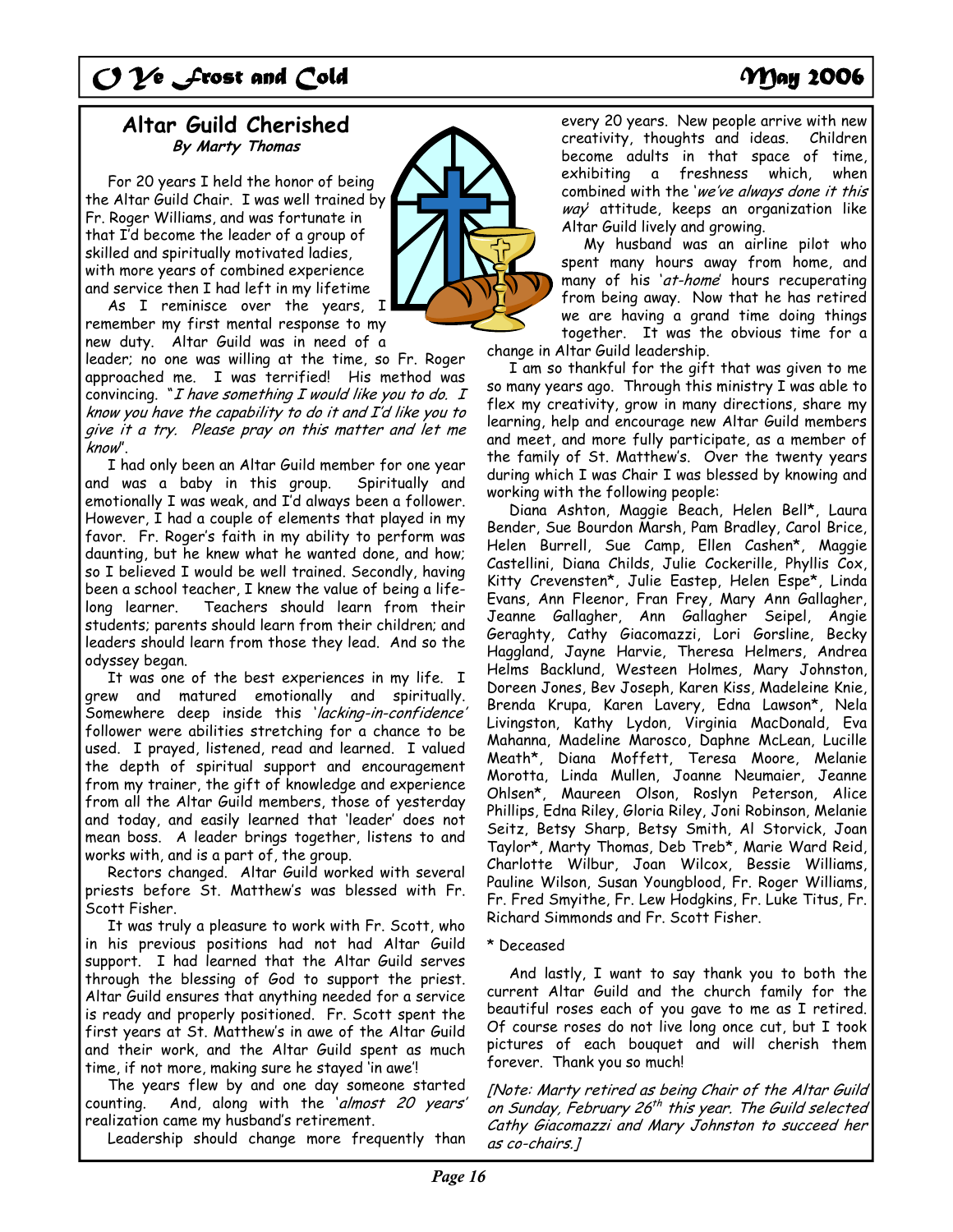## Altar Guild Cherished

***By Marty Thomas***

For 20 years I held the honor of being the Altar Guild Chair. I was well trained by Fr. Roger Williams, and was fortunate in that I'd become the leader of a group of skilled and spiritually motivated ladies, with more years of combined experience and service then I had left in my lifetime

As I reminisce over the years, I remember my first mental response to my new duty. Altar Guild was in need of a leader; no one was willing at the time, so Fr. Roger approached me. I was terrified! His method was convincing. "*I have something I would like you to do. I know you have the capability to do it and I'd like you to give it a try. Please pray on this matter and let me know*".

I had only been an Altar Guild member for one year and was a baby in this group. Spiritually and emotionally I was weak, and I'd always been a follower. However, I had a couple of elements that played in my favor. Fr. Roger's faith in my ability to perform was daunting, but he knew what he wanted done, and how; so I believed I would be well trained. Secondly, having been a school teacher, I knew the value of being a life-long learner. Teachers should learn from their students; parents should learn from their children; and leaders should learn from those they lead. And so the odyssey began.

It was one of the best experiences in my life. I grew and matured emotionally and spiritually. Somewhere deep inside this '*lacking-in-confidence*' follower were abilities stretching for a chance to be used. I prayed, listened, read and learned. I valued the depth of spiritual support and encouragement from my trainer, the gift of knowledge and experience from all the Altar Guild members, those of yesterday and today, and easily learned that 'leader' does not mean boss. A leader brings together, listens to and works with, and is a part of, the group.

Rectors changed. Altar Guild worked with several priests before St. Matthew's was blessed with Fr. Scott Fisher.

It was truly a pleasure to work with Fr. Scott, who in his previous positions had not had Altar Guild support. I had learned that the Altar Guild serves through the blessing of God to support the priest. Altar Guild ensures that anything needed for a service is ready and properly positioned. Fr. Scott spent the first years at St. Matthew's in awe of the Altar Guild and their work, and the Altar Guild spent as much time, if not more, making sure he stayed 'in awe'!

The years flew by and one day someone started counting. And, along with the '*almost 20 years*' realization came my husband's retirement.

Leadership should change more frequently than every 20 years. New people arrive with new creativity, thoughts and ideas. Children become adults in that space of time, exhibiting a freshness which, when combined with the '*we've always done it this way*' attitude, keeps an organization like Altar Guild lively and growing.

My husband was an airline pilot who spent many hours away from home, and many of his '*at-home*' hours recuperating from being away. Now that he has retired we are having a grand time doing things together. It was the obvious time for a change in Altar Guild leadership.

I am so thankful for the gift that was given to me so many years ago. Through this ministry I was able to flex my creativity, grow in many directions, share my learning, help and encourage new Altar Guild members and meet, and more fully participate, as a member of the family of St. Matthew's. Over the twenty years during which I was Chair I was blessed by knowing and working with the following people:

Diana Ashton, Maggie Beach, Helen Bell*, Laura Bender, Sue Bourdon Marsh, Pam Bradley, Carol Brice, Helen Burrell, Sue Camp, Ellen Cashen*, Maggie Castellini, Diana Childs, Julie Cockerille, Phyllis Cox, Kitty Crevensten*, Julie Eastep, Helen Espe*, Linda Evans, Ann Fleenor, Fran Frey, Mary Ann Gallagher, Jeanne Gallagher, Ann Gallagher Seipel, Angie Geraghty, Cathy Giacomazzi, Lori Gorsline, Becky Haggland, Jayne Harvie, Theresa Helmers, Andrea Helms Backlund, Westeen Holmes, Mary Johnston, Doreen Jones, Bev Joseph, Karen Kiss, Madeleine Knie, Brenda Krupa, Karen Lavery, Edna Lawson*, Nela Livingston, Kathy Lydon, Virginia MacDonald, Eva Mahanna, Madeline Marosco, Daphne McLean, Lucille Meath*, Diana Moffett, Teresa Moore, Melanie Morotta, Linda Mullen, Joanne Neumaier, Jeanne Ohlsen*, Maureen Olson, Roslyn Peterson, Alice Phillips, Edna Riley, Gloria Riley, Joni Robinson, Melanie Seitz, Betsy Sharp, Betsy Smith, Al Storvick, Joan Taylor*, Marty Thomas, Deb Treb*, Marie Ward Reid, Charlotte Wilbur, Joan Wilcox, Bessie Williams, Pauline Wilson, Susan Youngblood, Fr. Roger Williams, Fr. Fred Smyithe, Fr. Lew Hodgkins, Fr. Luke Titus, Fr. Richard Simmonds and Fr. Scott Fisher.

\* Deceased

And lastly, I want to say thank you to both the current Altar Guild and the church family for the beautiful roses each of you gave to me as I retired. Of course roses do not live long once cut, but I took pictures of each bouquet and will cherish them forever. Thank you so much!

*[Note: Marty retired as being Chair of the Altar Guild on Sunday, February 26th this year. The Guild selected Cathy Giacomazzi and Mary Johnston to succeed her as co-chairs.]*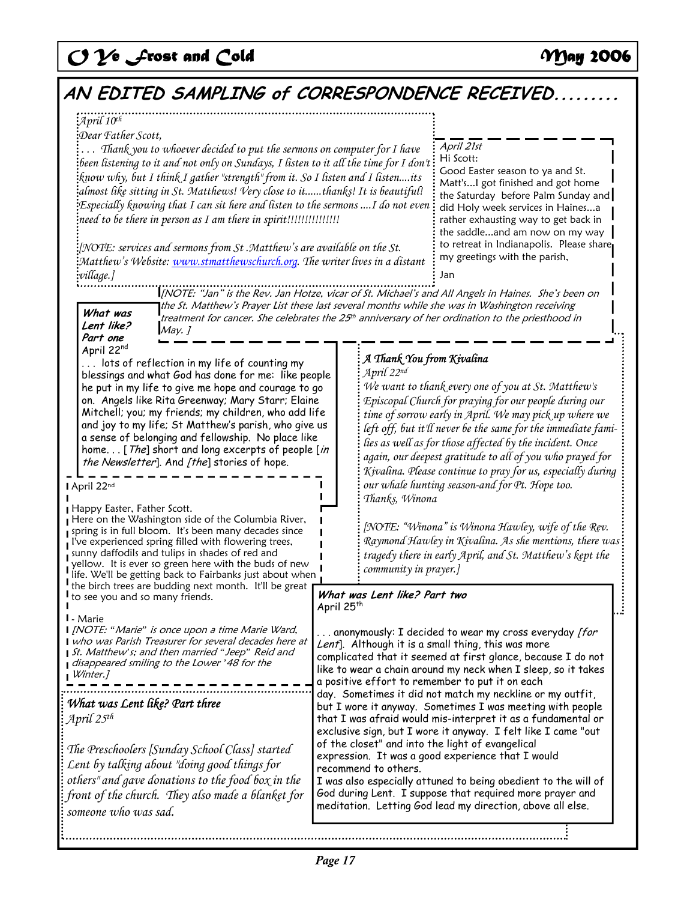## AN EDITED SAMPLING of CORRESPONDENCE RECEIVED.........

*April 10th*

*Dear Father Scott,*

*. . . Thank you to whoever decided to put the sermons on computer for I have been listening to it and not only on Sundays, I listen to it all the time for I don't know why, but I think I gather "strength" from it. So I listen and I listen....its almost like sitting in St. Matthews! Very close to it......thanks! It is beautiful! Especially knowing that I can sit here and listen to the sermons ....I do not even need to be there in person as I am there in spirit!!!!!!!!!!!!!!!*

*[NOTE: services and sermons from St .Matthew's are available on the St. Matthew's Website: www.stmatthewschurch.org. The writer lives in a distant village.]*

*April 21st*

Hi Scott:

Good Easter season to ya and St. Matt's...I got finished and got home the Saturday before Palm Sunday and did Holy week services in Haines...a rather exhausting way to get back in the saddle...and am now on my way to retreat in Indianapolis. Please share my greetings with the parish,

Jan

*[NOTE: "Jan" is the Rev. Jan Hotze, vicar of St. Michael's and All Angels in Haines. She's been on the St. Matthew's Prayer List these last several months while she was in Washington receiving treatment for cancer. She celebrates the 25th anniversary of her ordination to the priesthood in May. ]*

**What was Lent like? Part one**

April 22nd

. . . lots of reflection in my life of counting my blessings and what God has done for me: like people he put in my life to give me hope and courage to go on. Angels like Rita Greenway; Mary Starr; Elaine Mitchell; you; my friends; my children, who add life and joy to my life; St Matthew's parish, who give us a sense of belonging and fellowship. No place like home. . . [*The*] short and long excerpts of people [*in the Newsletter*]. And *[the]* stories of hope.

**A Thank You from Kivalina**

*April 22nd*

*We want to thank every one of you at St. Matthew's Episcopal Church for praying for our people during our time of sorrow early in April. We may pick up where we left off, but it'll never be the same for the immediate families as well as for those affected by the incident. Once again, our deepest gratitude to all of you who prayed for Kivalina. Please continue to pray for us, especially during our whale hunting season-and for Pt. Hope too.*

*Thanks, Winona*

*[NOTE: "Winona" is Winona Hawley, wife of the Rev. Raymond Hawley in Kivalina. As she mentions, there was tragedy there in early April, and St. Matthew's kept the community in prayer.]*

April 22nd

Happy Easter, Father Scott.

Here on the Washington side of the Columbia River, spring is in full bloom. It's been many decades since I've experienced spring filled with flowering trees, sunny daffodils and tulips in shades of red and yellow. It is ever so green here with the buds of new life. We'll be getting back to Fairbanks just about when the birch trees are budding next month. It'll be great to see you and so many friends.

\- Marie

*[NOTE: "Marie" is once upon a time Marie Ward, who was Parish Treasurer for several decades here at St. Matthew's; and then married "Jeep" Reid and disappeared smiling to the Lower '48 for the Winter.]*

**What was Lent like? Part two**

April 25th

. . . anonymously: I decided to wear my cross everyday *[for Lent]*. Although it is a small thing, this was more complicated that it seemed at first glance, because I do not like to wear a chain around my neck when I sleep, so it takes a positive effort to remember to put it on each day. Sometimes it did not match my neckline or my outfit, but I wore it anyway. Sometimes I was meeting with people that I was afraid would mis-interpret it as a fundamental or exclusive sign, but I wore it anyway. I felt like I came "out of the closet" and into the light of evangelical expression. It was a good experience that I would recommend to others.

I was also especially attuned to being obedient to the will of God during Lent. I suppose that required more prayer and meditation. Letting God lead my direction, above all else.

**What was Lent like? Part three**

*April 25th*

*The Preschoolers [Sunday School Class] started Lent by talking about "doing good things for others" and gave donations to the food box in the front of the church. They also made a blanket for someone who was sad.*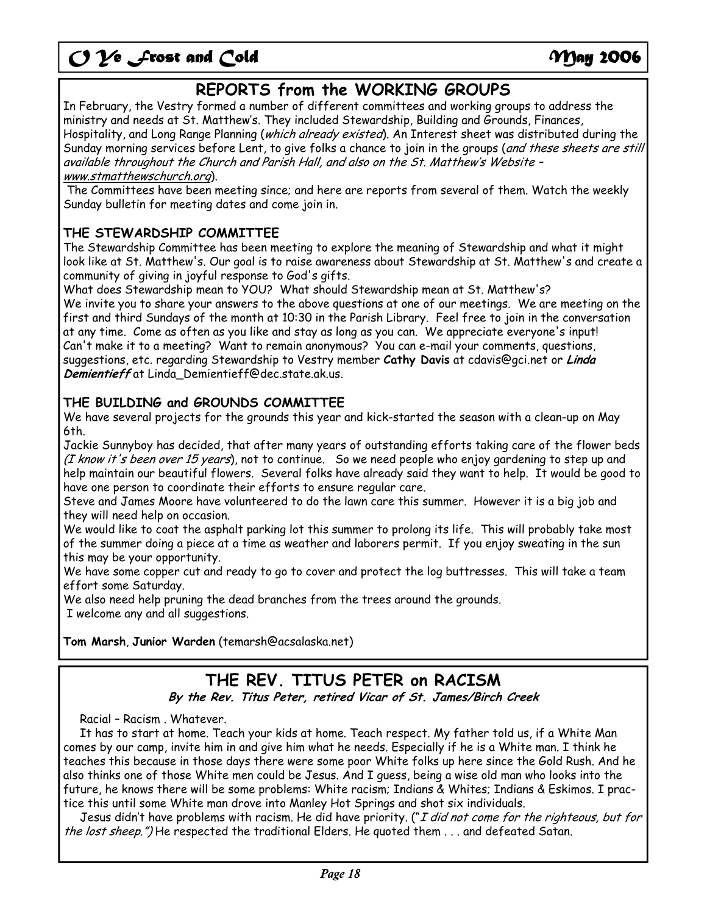## REPORTS from the WORKING GROUPS

In February, the Vestry formed a number of different committees and working groups to address the ministry and needs at St. Matthew's. They included Stewardship, Building and Grounds, Finances, Hospitality, and Long Range Planning (*which already existed*). An Interest sheet was distributed during the Sunday morning services before Lent, to give folks a chance to join in the groups (*and these sheets are still available throughout the Church and Parish Hall, and also on the St. Matthew's Website – www.stmatthewschurch.org*).

The Committees have been meeting since; and here are reports from several of them. Watch the weekly Sunday bulletin for meeting dates and come join in.

### THE STEWARDSHIP COMMITTEE

The Stewardship Committee has been meeting to explore the meaning of Stewardship and what it might look like at St. Matthew's. Our goal is to raise awareness about Stewardship at St. Matthew's and create a community of giving in joyful response to God's gifts.

What does Stewardship mean to YOU? What should Stewardship mean at St. Matthew's?

We invite you to share your answers to the above questions at one of our meetings. We are meeting on the first and third Sundays of the month at 10:30 in the Parish Library. Feel free to join in the conversation at any time. Come as often as you like and stay as long as you can. We appreciate everyone's input!

Can't make it to a meeting? Want to remain anonymous? You can e-mail your comments, questions, suggestions, etc. regarding Stewardship to Vestry member **Cathy Davis** at cdavis@gci.net or ***Linda Demientieff*** at Linda_Demientieff@dec.state.ak.us.

### THE BUILDING and GROUNDS COMMITTEE

We have several projects for the grounds this year and kick-started the season with a clean-up on May 6th.

Jackie Sunnyboy has decided, that after many years of outstanding efforts taking care of the flower beds *(I know it's been over 15 years)*, not to continue. So we need people who enjoy gardening to step up and help maintain our beautiful flowers. Several folks have already said they want to help. It would be good to have one person to coordinate their efforts to ensure regular care.

Steve and James Moore have volunteered to do the lawn care this summer. However it is a big job and they will need help on occasion.

We would like to coat the asphalt parking lot this summer to prolong its life. This will probably take most of the summer doing a piece at a time as weather and laborers permit. If you enjoy sweating in the sun this may be your opportunity.

We have some copper cut and ready to go to cover and protect the log buttresses. This will take a team effort some Saturday.

We also need help pruning the dead branches from the trees around the grounds.

I welcome any and all suggestions.

**Tom Marsh**, **Junior Warden** (temarsh@acsalaska.net)

## THE REV. TITUS PETER on RACISM

***By the Rev. Titus Peter, retired Vicar of St. James/Birch Creek***

Racial – Racism . Whatever.

It has to start at home. Teach your kids at home. Teach respect. My father told us, if a White Man comes by our camp, invite him in and give him what he needs. Especially if he is a White man. I think he teaches this because in those days there were some poor White folks up here since the Gold Rush. And he also thinks one of those White men could be Jesus. And I guess, being a wise old man who looks into the future, he knows there will be some problems: White racism; Indians & Whites; Indians & Eskimos. I practice this until some White man drove into Manley Hot Springs and shot six individuals.

Jesus didn't have problems with racism. He did have priority. ("*I did not come for the righteous, but for the lost sheep.")* He respected the traditional Elders. He quoted them . . . and defeated Satan.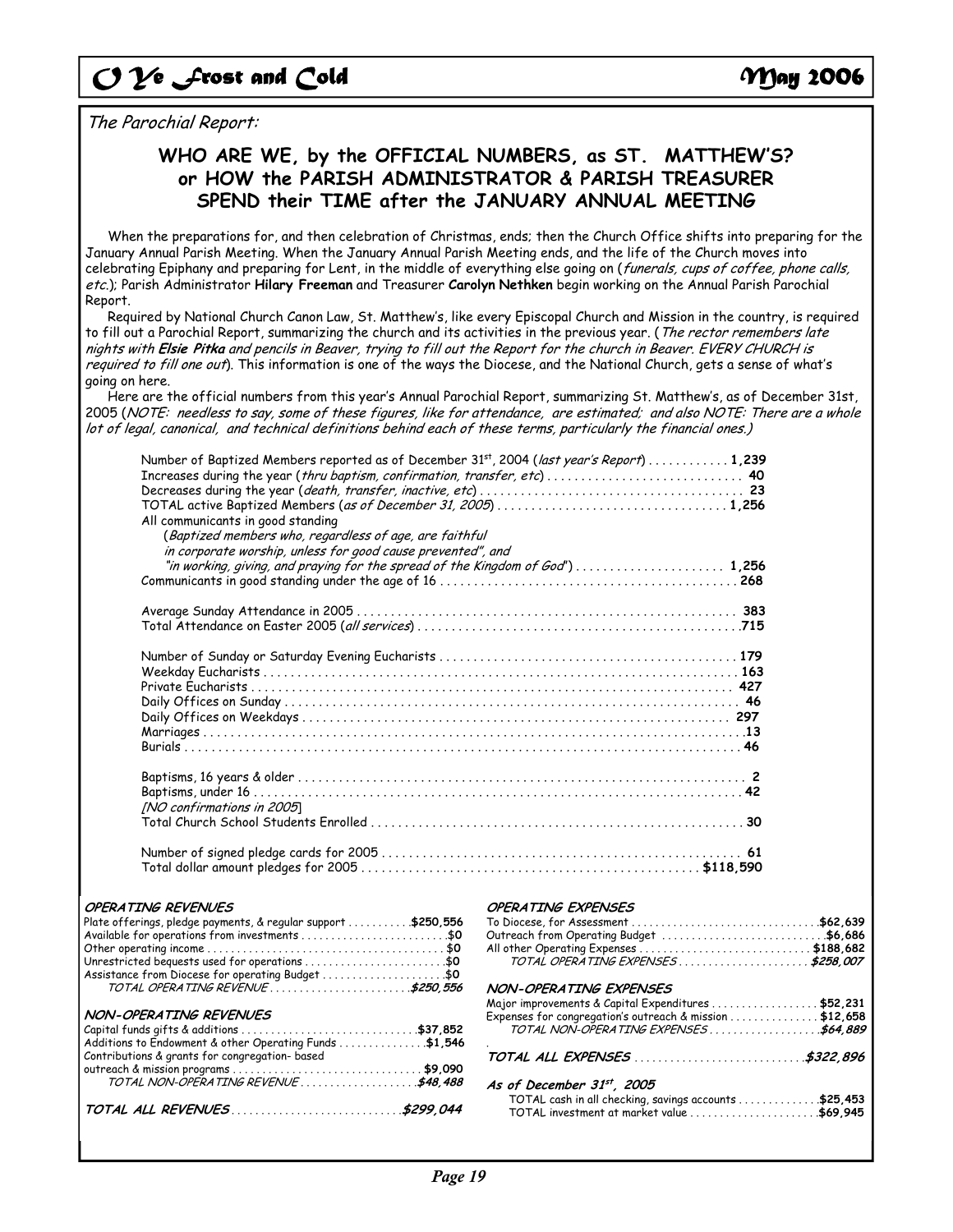*The Parochial Report:*

## WHO ARE WE, by the OFFICIAL NUMBERS, as ST. MATTHEW'S? or HOW the PARISH ADMINISTRATOR & PARISH TREASURER SPEND their TIME after the JANUARY ANNUAL MEETING

When the preparations for, and then celebration of Christmas, ends; then the Church Office shifts into preparing for the January Annual Parish Meeting. When the January Annual Parish Meeting ends, and the life of the Church moves into celebrating Epiphany and preparing for Lent, in the middle of everything else going on (*funerals, cups of coffee, phone calls, etc.*); Parish Administrator **Hilary Freeman** and Treasurer **Carolyn Nethken** begin working on the Annual Parish Parochial Report.

Required by National Church Canon Law, St. Matthew's, like every Episcopal Church and Mission in the country, is required to fill out a Parochial Report, summarizing the church and its activities in the previous year. (*The rector remembers late nights with* ***Elsie Pitka*** *and pencils in Beaver, trying to fill out the Report for the church in Beaver. EVERY CHURCH is required to fill one out*). This information is one of the ways the Diocese, and the National Church, gets a sense of what's going on here.

Here are the official numbers from this year's Annual Parochial Report, summarizing St. Matthew's, as of December 31st, 2005 (*NOTE: needless to say, some of these figures, like for attendance, are estimated; and also NOTE: There are a whole lot of legal, canonical, and technical definitions behind each of these terms, particularly the financial ones.)*

| | |
|---|---|
| Number of Baptized Members reported as of December 31st, 2004 (*last year's Report*) | **1,239** |
| Increases during the year (*thru baptism, confirmation, transfer, etc*) | **40** |
| Decreases during the year (*death, transfer, inactive, etc*) | **23** |
| TOTAL active Baptized Members (*as of December 31, 2005*) | **1,256** |
| All communicants in good standing (*Baptized members who, regardless of age, are faithful in corporate worship, unless for good cause prevented", and "in working, giving, and praying for the spread of the Kingdom of God*") | **1,256** |
| Communicants in good standing under the age of 16 | **268** |
| Average Sunday Attendance in 2005 | **383** |
| Total Attendance on Easter 2005 (*all services*) | **715** |
| Number of Sunday or Saturday Evening Eucharists | **179** |
| Weekday Eucharists | **163** |
| Private Eucharists | **427** |
| Daily Offices on Sunday | **46** |
| Daily Offices on Weekdays | **297** |
| Marriages | **13** |
| Burials | **46** |
| Baptisms, 16 years & older | **2** |
| Baptisms, under 16 | **42** |
| *[NO confirmations in 2005]* | |
| Total Church School Students Enrolled | **30** |
| Number of signed pledge cards for 2005 | **61** |
| Total dollar amount pledges for 2005 | **$118,590** |

***OPERATING REVENUES***

| | |
|---|---|
| Plate offerings, pledge payments, & regular support | **$250,556** |
| Available for operations from investments | **$0** |
| Other operating income | **$0** |
| Unrestricted bequests used for operations | **$0** |
| Assistance from Diocese for operating Budget | **$0** |
| *TOTAL OPERATING REVENUE* | ***$250,556*** |

***NON-OPERATING REVENUES***

| | |
|---|---|
| Capital funds gifts & additions | **$37,852** |
| Additions to Endowment & other Operating Funds | **$1,546** |
| Contributions & grants for congregation- based outreach & mission programs | **$9,090** |
| *TOTAL NON-OPERATING REVENUE* | ***$48,488*** |

***TOTAL ALL REVENUES*** ***$299,044***

***OPERATING EXPENSES***

| | |
|---|---|
| To Diocese, for Assessment | **$62,639** |
| Outreach from Operating Budget | **$6,686** |
| All other Operating Expenses | **$188,682** |
| *TOTAL OPERATING EXPENSES* | ***$258,007*** |

***NON-OPERATING EXPENSES***

| | |
|---|---|
| Major improvements & Capital Expenditures | **$52,231** |
| Expenses for congregation's outreach & mission | **$12,658** |
| *TOTAL NON-OPERATING EXPENSES* | ***$64,889*** |

***TOTAL ALL EXPENSES*** ***$322,896***

***As of December 31st, 2005***

| | |
|---|---|
| TOTAL cash in all checking, savings accounts | **$25,453** |
| TOTAL investment at market value | **$69,945** |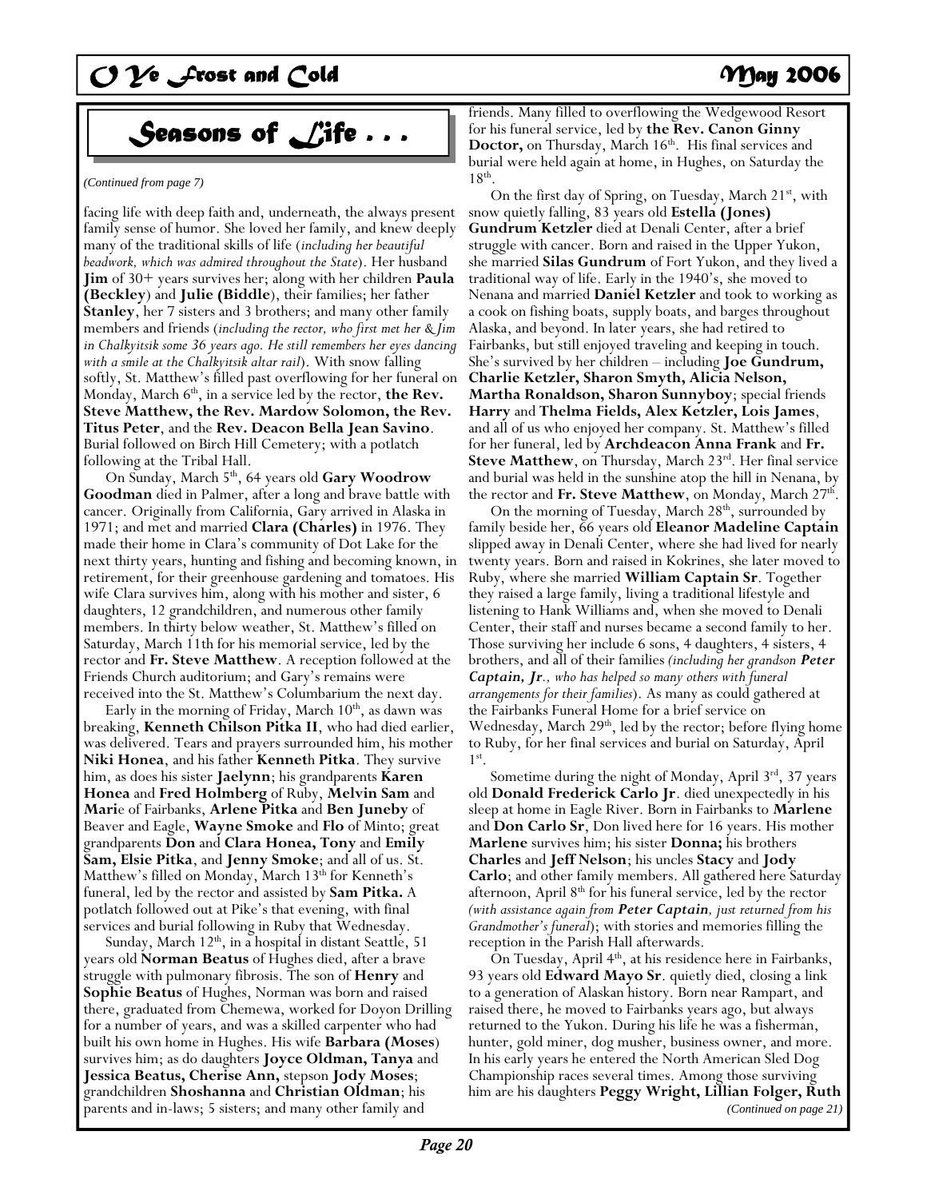## Seasons of Life . . .

*(Continued from page 7)*

facing life with deep faith and, underneath, the always present family sense of humor. She loved her family, and knew deeply many of the traditional skills of life (*including her beautiful beadwork, which was admired throughout the State*). Her husband **Jim** of 30+ years survives her; along with her children **Paula (Beckley)** and **Julie (Biddle)**, their families; her father **Stanley**, her 7 sisters and 3 brothers; and many other family members and friends (*including the rector, who first met her & Jim in Chalkyitsik some 36 years ago. He still remembers her eyes dancing with a smile at the Chalkyitsik altar rail*). With snow falling softly, St. Matthew's filled past overflowing for her funeral on Monday, March 6th, in a service led by the rector, **the Rev. Steve Matthew, the Rev. Mardow Solomon, the Rev. Titus Peter**, and the **Rev. Deacon Bella Jean Savino**. Burial followed on Birch Hill Cemetery; with a potlatch following at the Tribal Hall.

On Sunday, March 5th, 64 years old **Gary Woodrow Goodman** died in Palmer, after a long and brave battle with cancer. Originally from California, Gary arrived in Alaska in 1971; and met and married **Clara (Charles)** in 1976. They made their home in Clara's community of Dot Lake for the next thirty years, hunting and fishing and becoming known, in retirement, for their greenhouse gardening and tomatoes. His wife Clara survives him, along with his mother and sister, 6 daughters, 12 grandchildren, and numerous other family members. In thirty below weather, St. Matthew's filled on Saturday, March 11th for his memorial service, led by the rector and **Fr. Steve Matthew**. A reception followed at the Friends Church auditorium; and Gary's remains were received into the St. Matthew's Columbarium the next day.

Early in the morning of Friday, March 10th, as dawn was breaking, **Kenneth Chilson Pitka II**, who had died earlier, was delivered. Tears and prayers surrounded him, his mother **Niki Honea**, and his father **Kenneth Pitka**. They survive him, as does his sister **Jaelynn**; his grandparents **Karen Honea** and **Fred Holmberg** of Ruby, **Melvin Sam** and **Marie** of Fairbanks, **Arlene Pitka** and **Ben Juneby** of Beaver and Eagle, **Wayne Smoke** and **Flo** of Minto; great grandparents **Don** and **Clara Honea, Tony** and **Emily Sam, Elsie Pitka**, and **Jenny Smoke**; and all of us. St. Matthew's filled on Monday, March 13th for Kenneth's funeral, led by the rector and assisted by **Sam Pitka.** A potlatch followed out at Pike's that evening, with final services and burial following in Ruby that Wednesday.

Sunday, March 12th, in a hospital in distant Seattle, 51 years old **Norman Beatus** of Hughes died, after a brave struggle with pulmonary fibrosis. The son of **Henry** and **Sophie Beatus** of Hughes, Norman was born and raised there, graduated from Chemewa, worked for Doyon Drilling for a number of years, and was a skilled carpenter who had built his own home in Hughes. His wife **Barbara (Moses)** survives him; as do daughters **Joyce Oldman, Tanya** and **Jessica Beatus, Cherise Ann,** stepson **Jody Moses**; grandchildren **Shoshanna** and **Christian Oldman**; his parents and in-laws; 5 sisters; and many other family and friends. Many filled to overflowing the Wedgewood Resort for his funeral service, led by **the Rev. Canon Ginny Doctor,** on Thursday, March 16th. His final services and burial were held again at home, in Hughes, on Saturday the 18th.

On the first day of Spring, on Tuesday, March 21st, with snow quietly falling, 83 years old **Estella (Jones) Gundrum Ketzler** died at Denali Center, after a brief struggle with cancer. Born and raised in the Upper Yukon, she married **Silas Gundrum** of Fort Yukon, and they lived a traditional way of life. Early in the 1940's, she moved to Nenana and married **Daniel Ketzler** and took to working as a cook on fishing boats, supply boats, and barges throughout Alaska, and beyond. In later years, she had retired to Fairbanks, but still enjoyed traveling and keeping in touch. She's survived by her children – including **Joe Gundrum, Charlie Ketzler, Sharon Smyth, Alicia Nelson, Martha Ronaldson, Sharon Sunnyboy**; special friends **Harry** and **Thelma Fields, Alex Ketzler, Lois James**, and all of us who enjoyed her company. St. Matthew's filled for her funeral, led by **Archdeacon Anna Frank** and **Fr. Steve Matthew**, on Thursday, March 23rd. Her final service and burial was held in the sunshine atop the hill in Nenana, by the rector and **Fr. Steve Matthew**, on Monday, March 27th.

On the morning of Tuesday, March 28th, surrounded by family beside her, 66 years old **Eleanor Madeline Captain** slipped away in Denali Center, where she had lived for nearly twenty years. Born and raised in Kokrines, she later moved to Ruby, where she married **William Captain Sr**. Together they raised a large family, living a traditional lifestyle and listening to Hank Williams and, when she moved to Denali Center, their staff and nurses became a second family to her. Those surviving her include 6 sons, 4 daughters, 4 sisters, 4 brothers, and all of their families *(including her grandson **Peter Captain, Jr**., who has helped so many others with funeral arrangements for their families*). As many as could gathered at the Fairbanks Funeral Home for a brief service on Wednesday, March 29th, led by the rector; before flying home to Ruby, for her final services and burial on Saturday, April 1st.

Sometime during the night of Monday, April 3rd, 37 years old **Donald Frederick Carlo Jr**. died unexpectedly in his sleep at home in Eagle River. Born in Fairbanks to **Marlene** and **Don Carlo Sr**, Don lived here for 16 years. His mother **Marlene** survives him; his sister **Donna;** his brothers **Charles** and **Jeff Nelson**; his uncles **Stacy** and **Jody Carlo**; and other family members. All gathered here Saturday afternoon, April 8th for his funeral service, led by the rector *(with assistance again from **Peter Captain**, just returned from his Grandmother's funeral*); with stories and memories filling the reception in the Parish Hall afterwards.

On Tuesday, April 4th, at his residence here in Fairbanks, 93 years old **Edward Mayo Sr**. quietly died, closing a link to a generation of Alaskan history. Born near Rampart, and raised there, he moved to Fairbanks years ago, but always returned to the Yukon. During his life he was a fisherman, hunter, gold miner, dog musher, business owner, and more. In his early years he entered the North American Sled Dog Championship races several times. Among those surviving him are his daughters **Peggy Wright, Lillian Folger, Ruth**

*(Continued on page 21)*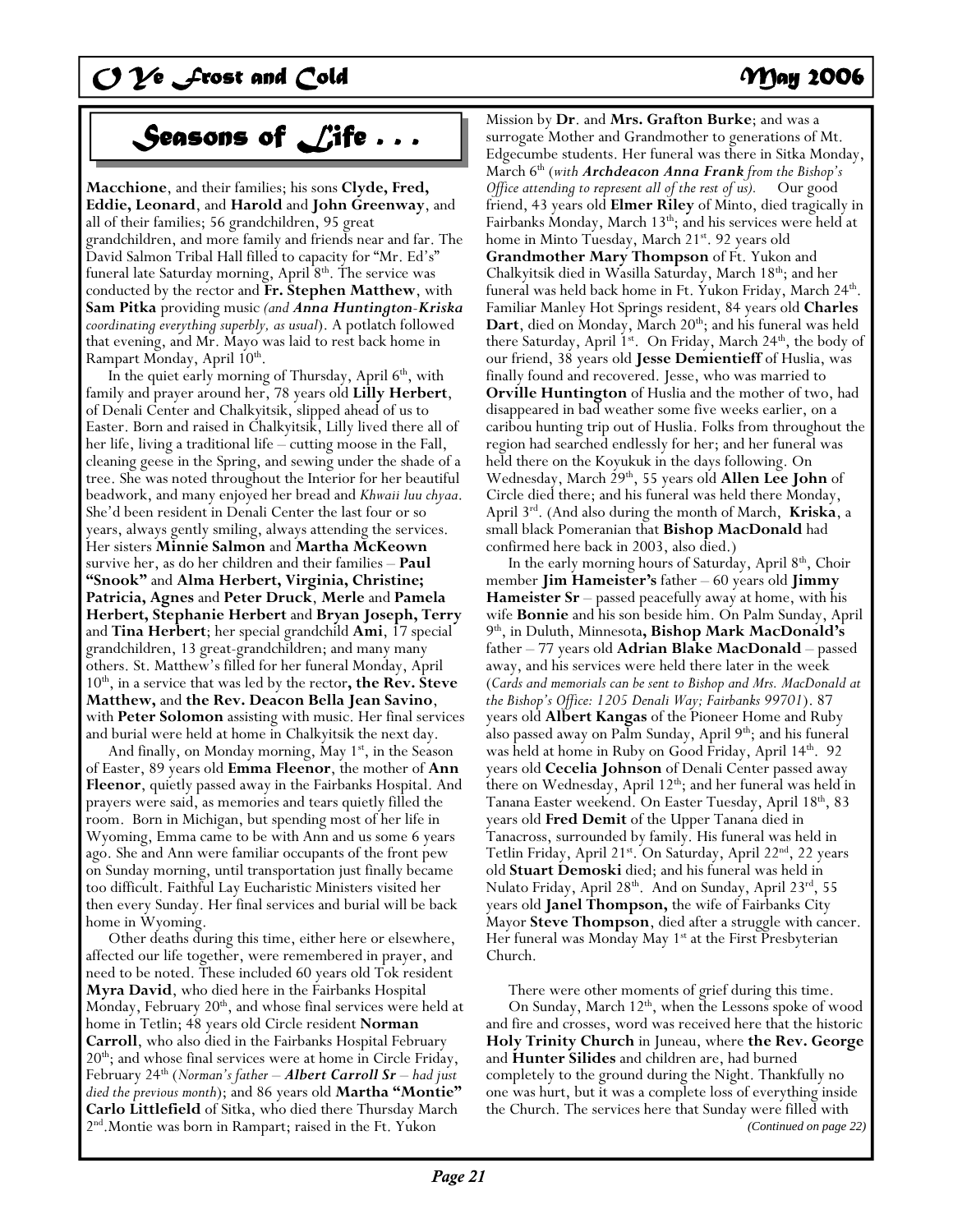# *Seasons of Life . . .*

**Macchione**, and their families; his sons **Clyde, Fred, Eddie, Leonard**, and **Harold** and **John Greenway**, and all of their families; 56 grandchildren, 95 great grandchildren, and more family and friends near and far. The David Salmon Tribal Hall filled to capacity for "Mr. Ed's" funeral late Saturday morning, April 8th. The service was conducted by the rector and **Fr. Stephen Matthew**, with **Sam Pitka** providing music *(and* ***Anna Huntington-Kriska*** *coordinating everything superbly, as usual)*. A potlatch followed that evening, and Mr. Mayo was laid to rest back home in Rampart Monday, April 10th.

In the quiet early morning of Thursday, April 6th, with family and prayer around her, 78 years old **Lilly Herbert**, of Denali Center and Chalkyitsik, slipped ahead of us to Easter. Born and raised in Chalkyitsik, Lilly lived there all of her life, living a traditional life – cutting moose in the Fall, cleaning geese in the Spring, and sewing under the shade of a tree. She was noted throughout the Interior for her beautiful beadwork, and many enjoyed her bread and *Khwaii luu chyaa*. She'd been resident in Denali Center the last four or so years, always gently smiling, always attending the services. Her sisters **Minnie Salmon** and **Martha McKeown** survive her, as do her children and their families – **Paul "Snook"** and **Alma Herbert, Virginia, Christine; Patricia, Agnes** and **Peter Druck**, **Merle** and **Pamela Herbert, Stephanie Herbert** and **Bryan Joseph, Terry** and **Tina Herbert**; her special grandchild **Ami**, 17 special grandchildren, 13 great-grandchildren; and many many others. St. Matthew's filled for her funeral Monday, April 10th, in a service that was led by the rector**, the Rev. Steve Matthew,** and **the Rev. Deacon Bella Jean Savino**, with **Peter Solomon** assisting with music. Her final services and burial were held at home in Chalkyitsik the next day.

And finally, on Monday morning, May 1st, in the Season of Easter, 89 years old **Emma Fleenor**, the mother of **Ann Fleenor**, quietly passed away in the Fairbanks Hospital. And prayers were said, as memories and tears quietly filled the room. Born in Michigan, but spending most of her life in Wyoming, Emma came to be with Ann and us some 6 years ago. She and Ann were familiar occupants of the front pew on Sunday morning, until transportation just finally became too difficult. Faithful Lay Eucharistic Ministers visited her then every Sunday. Her final services and burial will be back home in Wyoming.

Other deaths during this time, either here or elsewhere, affected our life together, were remembered in prayer, and need to be noted. These included 60 years old Tok resident **Myra David**, who died here in the Fairbanks Hospital Monday, February 20th, and whose final services were held at home in Tetlin; 48 years old Circle resident **Norman Carroll**, who also died in the Fairbanks Hospital February 20th; and whose final services were at home in Circle Friday, February 24th (*Norman's father –* ***Albert Carroll Sr*** *– had just died the previous month*); and 86 years old **Martha "Montie" Carlo Littlefield** of Sitka, who died there Thursday March 2nd.Montie was born in Rampart; raised in the Ft. Yukon Mission by **Dr**. and **Mrs. Grafton Burke**; and was a surrogate Mother and Grandmother to generations of Mt. Edgecumbe students. Her funeral was there in Sitka Monday, March 6th (*with* ***Archdeacon Anna Frank*** *from the Bishop's Office attending to represent all of the rest of us).* Our good friend, 43 years old **Elmer Riley** of Minto, died tragically in Fairbanks Monday, March 13th; and his services were held at home in Minto Tuesday, March 21st. 92 years old **Grandmother Mary Thompson** of Ft. Yukon and Chalkyitsik died in Wasilla Saturday, March 18th; and her funeral was held back home in Ft. Yukon Friday, March 24th. Familiar Manley Hot Springs resident, 84 years old **Charles Dart**, died on Monday, March 20th; and his funeral was held there Saturday, April 1st. On Friday, March 24th, the body of our friend, 38 years old **Jesse Demientieff** of Huslia, was finally found and recovered. Jesse, who was married to **Orville Huntington** of Huslia and the mother of two, had disappeared in bad weather some five weeks earlier, on a caribou hunting trip out of Huslia. Folks from throughout the region had searched endlessly for her; and her funeral was held there on the Koyukuk in the days following. On Wednesday, March 29th, 55 years old **Allen Lee John** of Circle died there; and his funeral was held there Monday, April 3rd. (And also during the month of March, **Kriska**, a small black Pomeranian that **Bishop MacDonald** had confirmed here back in 2003, also died.)

In the early morning hours of Saturday, April 8th, Choir member **Jim Hameister's** father – 60 years old **Jimmy Hameister Sr** – passed peacefully away at home, with his wife **Bonnie** and his son beside him. On Palm Sunday, April 9th, in Duluth, Minnesota**, Bishop Mark MacDonald's** father – 77 years old **Adrian Blake MacDonald** – passed away, and his services were held there later in the week (*Cards and memorials can be sent to Bishop and Mrs. MacDonald at the Bishop's Office: 1205 Denali Way; Fairbanks 99701*). 87 years old **Albert Kangas** of the Pioneer Home and Ruby also passed away on Palm Sunday, April 9th; and his funeral was held at home in Ruby on Good Friday, April 14th. 92 years old **Cecelia Johnson** of Denali Center passed away there on Wednesday, April 12th; and her funeral was held in Tanana Easter weekend. On Easter Tuesday, April 18th, 83 years old **Fred Demit** of the Upper Tanana died in Tanacross, surrounded by family. His funeral was held in Tetlin Friday, April 21st. On Saturday, April 22nd, 22 years old **Stuart Demoski** died; and his funeral was held in Nulato Friday, April 28th. And on Sunday, April 23rd, 55 years old **Janel Thompson,** the wife of Fairbanks City Mayor **Steve Thompson**, died after a struggle with cancer. Her funeral was Monday May 1st at the First Presbyterian Church.

There were other moments of grief during this time.

On Sunday, March 12th, when the Lessons spoke of wood and fire and crosses, word was received here that the historic **Holy Trinity Church** in Juneau, where **the Rev. George** and **Hunter Silides** and children are, had burned completely to the ground during the Night. Thankfully no one was hurt, but it was a complete loss of everything inside the Church. The services here that Sunday were filled with

*(Continued on page 22)*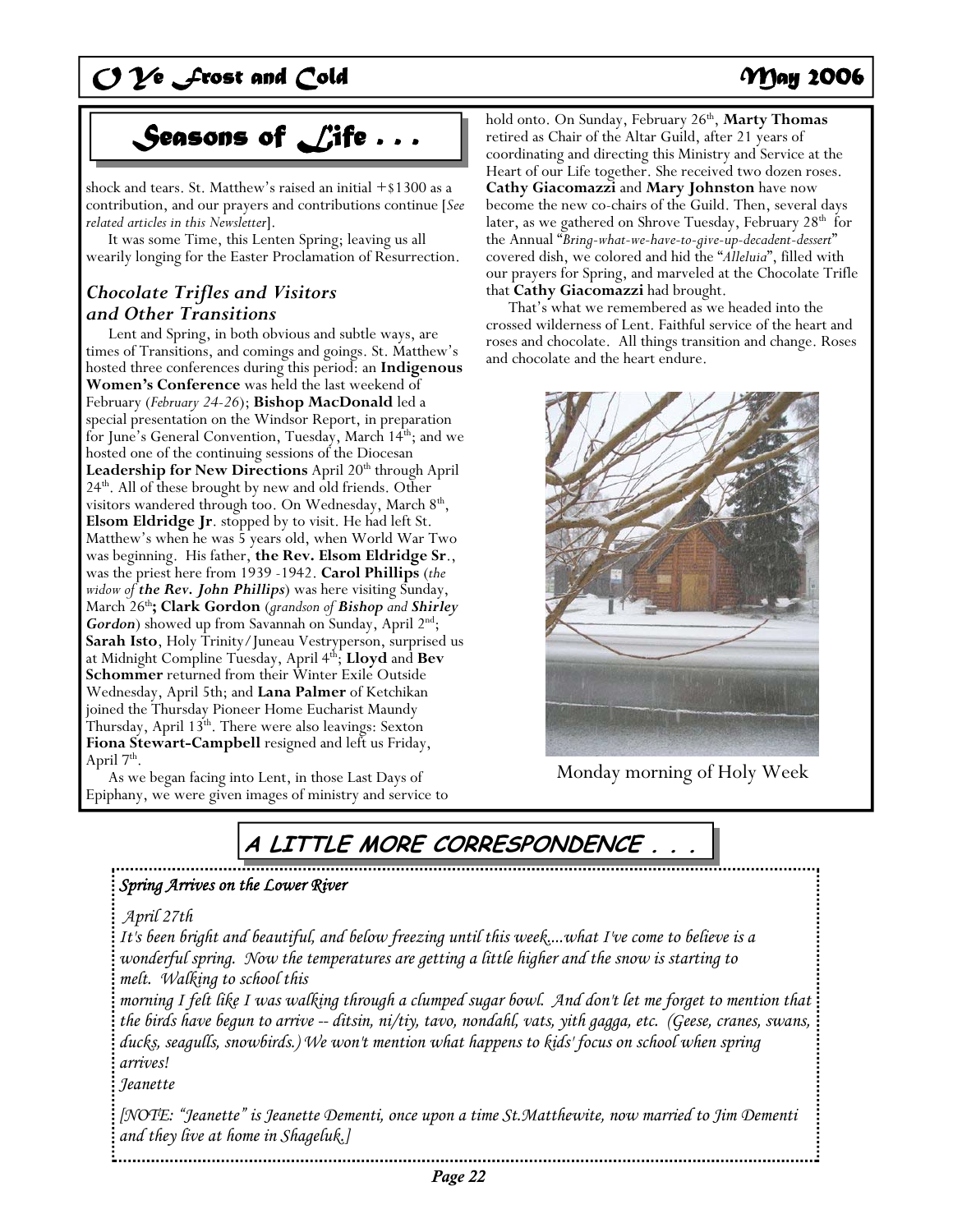## Seasons of Life . . .

shock and tears. St. Matthew's raised an initial +$1300 as a contribution, and our prayers and contributions continue [*See related articles in this Newsletter*].

It was some Time, this Lenten Spring; leaving us all wearily longing for the Easter Proclamation of Resurrection.

### *Chocolate Trifles and Visitors and Other Transitions*

Lent and Spring, in both obvious and subtle ways, are times of Transitions, and comings and goings. St. Matthew's hosted three conferences during this period: an **Indigenous Women's Conference** was held the last weekend of February (*February 24-26*); **Bishop MacDonald** led a special presentation on the Windsor Report, in preparation for June's General Convention, Tuesday, March 14th; and we hosted one of the continuing sessions of the Diocesan **Leadership for New Directions** April 20th through April 24th. All of these brought by new and old friends. Other visitors wandered through too. On Wednesday, March 8th, **Elsom Eldridge Jr**. stopped by to visit. He had left St. Matthew's when he was 5 years old, when World War Two was beginning. His father, **the Rev. Elsom Eldridge Sr**., was the priest here from 1939 -1942. **Carol Phillips** (*the widow of* ***the Rev. John Phillips***) was here visiting Sunday, March 26th**; Clark Gordon** (*grandson of* ***Bishop*** *and* ***Shirley Gordon***) showed up from Savannah on Sunday, April 2nd; **Sarah Isto**, Holy Trinity/Juneau Vestryperson, surprised us at Midnight Compline Tuesday, April 4th; **Lloyd** and **Bev Schommer** returned from their Winter Exile Outside Wednesday, April 5th; and **Lana Palmer** of Ketchikan joined the Thursday Pioneer Home Eucharist Maundy Thursday, April 13th. There were also leavings: Sexton **Fiona Stewart-Campbell** resigned and left us Friday, April 7th.

As we began facing into Lent, in those Last Days of Epiphany, we were given images of ministry and service to hold onto. On Sunday, February 26th, **Marty Thomas** retired as Chair of the Altar Guild, after 21 years of coordinating and directing this Ministry and Service at the Heart of our Life together. She received two dozen roses. **Cathy Giacomazzi** and **Mary Johnston** have now become the new co-chairs of the Guild. Then, several days later, as we gathered on Shrove Tuesday, February 28th for the Annual "*Bring-what-we-have-to-give-up-decadent-dessert*" covered dish, we colored and hid the "*Alleluia*", filled with our prayers for Spring, and marveled at the Chocolate Trifle that **Cathy Giacomazzi** had brought.

That's what we remembered as we headed into the crossed wilderness of Lent. Faithful service of the heart and roses and chocolate. All things transition and change. Roses and chocolate and the heart endure.

Monday morning of Holy Week

## A LITTLE MORE CORRESPONDENCE . . .

*Spring Arrives on the Lower River*

*April 27th*

*It's been bright and beautiful, and below freezing until this week....what I've come to believe is a wonderful spring. Now the temperatures are getting a little higher and the snow is starting to melt. Walking to school this morning I felt like I was walking through a clumped sugar bowl. And don't let me forget to mention that the birds have begun to arrive -- ditsin, ni/tiy, tavo, nondahl, vats, yith gagga, etc. (Geese, cranes, swans, ducks, seagulls, snowbirds.) We won't mention what happens to kids' focus on school when spring arrives!*

*Jeanette*

*[NOTE: "Jeanette" is Jeanette Dementi, once upon a time St.Matthewite, now married to Jim Dementi and they live at home in Shageluk.]*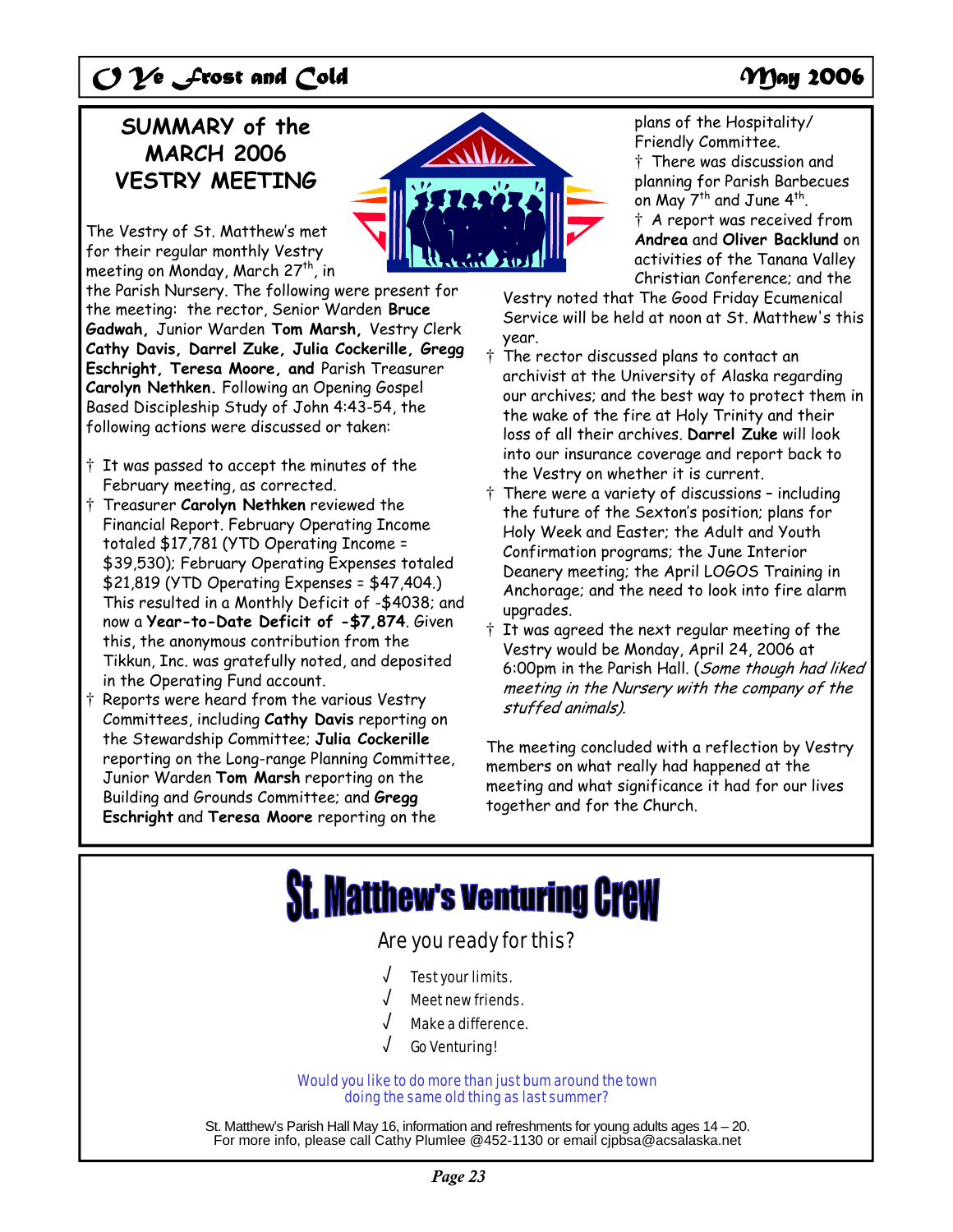## SUMMARY of the MARCH 2006 VESTRY MEETING

The Vestry of St. Matthew's met for their regular monthly Vestry meeting on Monday, March 27th, in the Parish Nursery. The following were present for the meeting: the rector, Senior Warden **Bruce Gadwah,** Junior Warden **Tom Marsh,** Vestry Clerk **Cathy Davis, Darrel Zuke, Julia Cockerille, Gregg Eschright, Teresa Moore, and** Parish Treasurer **Carolyn Nethken.** Following an Opening Gospel Based Discipleship Study of John 4:43-54, the following actions were discussed or taken:

- † It was passed to accept the minutes of the February meeting, as corrected.
- † Treasurer **Carolyn Nethken** reviewed the Financial Report. February Operating Income totaled $17,781 (YTD Operating Income = $39,530); February Operating Expenses totaled $21,819 (YTD Operating Expenses = $47,404.) This resulted in a Monthly Deficit of -$4038; and now a **Year-to-Date Deficit of -$7,874**. Given this, the anonymous contribution from the Tikkun, Inc. was gratefully noted, and deposited in the Operating Fund account.
- † Reports were heard from the various Vestry Committees, including **Cathy Davis** reporting on the Stewardship Committee; **Julia Cockerille** reporting on the Long-range Planning Committee, Junior Warden **Tom Marsh** reporting on the Building and Grounds Committee; and **Gregg Eschright** and **Teresa Moore** reporting on the plans of the Hospitality/ Friendly Committee.
- † There was discussion and planning for Parish Barbecues on May 7th and June 4th.
- † A report was received from **Andrea** and **Oliver Backlund** on activities of the Tanana Valley Christian Conference; and the Vestry noted that The Good Friday Ecumenical Service will be held at noon at St. Matthew's this year.
- † The rector discussed plans to contact an archivist at the University of Alaska regarding our archives; and the best way to protect them in the wake of the fire at Holy Trinity and their loss of all their archives. **Darrel Zuke** will look into our insurance coverage and report back to the Vestry on whether it is current.
- † There were a variety of discussions – including the future of the Sexton's position; plans for Holy Week and Easter; the Adult and Youth Confirmation programs; the June Interior Deanery meeting; the April LOGOS Training in Anchorage; and the need to look into fire alarm upgrades.
- † It was agreed the next regular meeting of the Vestry would be Monday, April 24, 2006 at 6:00pm in the Parish Hall. (*Some though had liked meeting in the Nursery with the company of the stuffed animals).*

The meeting concluded with a reflection by Vestry members on what really had happened at the meeting and what significance it had for our lives together and for the Church.

# St. Matthew's Venturing Crew

Are you ready for this?

- √ Test your limits.
- √ Meet new friends.
- √ Make a difference.
- √ Go Venturing!

Would you like to do more than just bum around the town doing the same old thing as last summer?

St. Matthew's Parish Hall May 16, information and refreshments for young adults ages 14 – 20.
For more info, please call Cathy Plumlee @452-1130 or email cjpbsa@acsalaska.net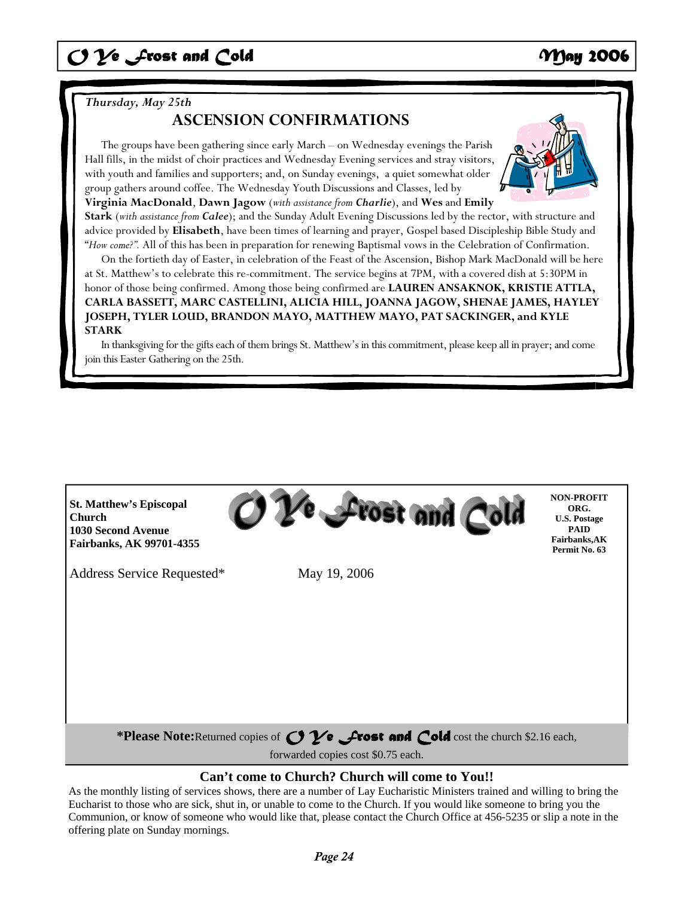*Thursday, May 25th*

## ASCENSION CONFIRMATIONS

The groups have been gathering since early March – on Wednesday evenings the Parish Hall fills, in the midst of choir practices and Wednesday Evening services and stray visitors, with youth and families and supporters; and, on Sunday evenings, a quiet somewhat older group gathers around coffee. The Wednesday Youth Discussions and Classes, led by **Virginia MacDonald**, **Dawn Jagow** (*with assistance from **Charlie***), and **Wes** and **Emily Stark** (*with assistance from **Calee***); and the Sunday Adult Evening Discussions led by the rector, with structure and advice provided by **Elisabeth**, have been times of learning and prayer, Gospel based Discipleship Bible Study and "*How come?"*. All of this has been in preparation for renewing Baptismal vows in the Celebration of Confirmation.

On the fortieth day of Easter, in celebration of the Feast of the Ascension, Bishop Mark MacDonald will be here at St. Matthew's to celebrate this re-commitment. The service begins at 7PM, with a covered dish at 5:30PM in honor of those being confirmed. Among those being confirmed are **LAUREN ANSAKNOK, KRISTIE ATTLA, CARLA BASSETT, MARC CASTELLINI, ALICIA HILL, JOANNA JAGOW, SHENAE JAMES, HAYLEY JOSEPH, TYLER LOUD, BRANDON MAYO, MATTHEW MAYO, PAT SACKINGER, and KYLE STARK**

In thanksgiving for the gifts each of them brings St. Matthew's in this commitment, please keep all in prayer; and come join this Easter Gathering on the 25th.

**St. Matthew's Episcopal Church**
**1030 Second Avenue**
**Fairbanks, AK 99701-4355**

O Ye Frost and Cold

**NON-PROFIT ORG.**
**U.S. Postage**
**PAID**
**Fairbanks,AK**
**Permit No. 63**

Address Service Requested*

May 19, 2006

**\*Please Note:** Returned copies of ***O Ye Frost and Cold*** cost the church $2.16 each, forwarded copies cost $0.75 each.

### Can't come to Church? Church will come to You!!

As the monthly listing of services shows, there are a number of Lay Eucharistic Ministers trained and willing to bring the Eucharist to those who are sick, shut in, or unable to come to the Church. If you would like someone to bring you the Communion, or know of someone who would like that, please contact the Church Office at 456-5235 or slip a note in the offering plate on Sunday mornings.